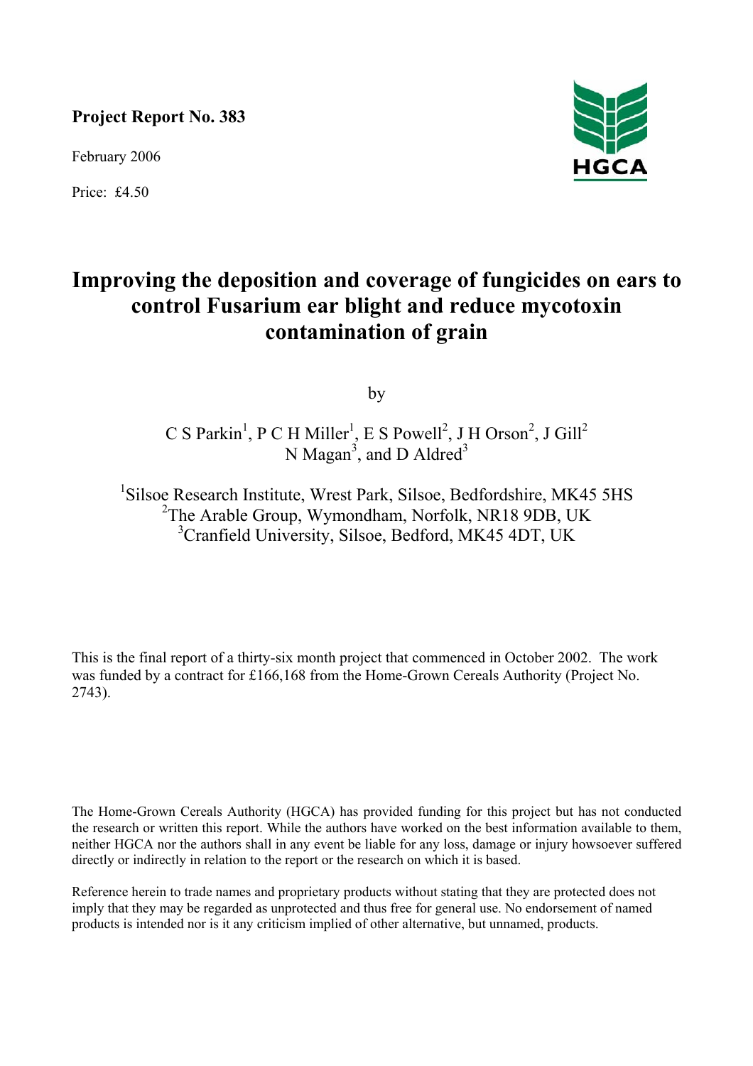**Project Report No. 383**

February 2006

Price: £4.50

HGCA

# Improving the deposition and coverage of fungicides on ears to control Fusarium ear blight and reduce mycotoxin contamination of grain

by

C S Parkin[1], P C H Miller[1], E S Powell[2], J H Orson[2], J Gill[2]
N Magan[3], and D Aldred[3]

[1]Silsoe Research Institute, Wrest Park, Silsoe, Bedfordshire, MK45 5HS
[2]The Arable Group, Wymondham, Norfolk, NR18 9DB, UK
[3]Cranfield University, Silsoe, Bedford, MK45 4DT, UK

This is the final report of a thirty-six month project that commenced in October 2002. The work was funded by a contract for £166,168 from the Home-Grown Cereals Authority (Project No. 2743).

The Home-Grown Cereals Authority (HGCA) has provided funding for this project but has not conducted the research or written this report. While the authors have worked on the best information available to them, neither HGCA nor the authors shall in any event be liable for any loss, damage or injury howsoever suffered directly or indirectly in relation to the report or the research on which it is based.

Reference herein to trade names and proprietary products without stating that they are protected does not imply that they may be regarded as unprotected and thus free for general use. No endorsement of named products is intended nor is it any criticism implied of other alternative, but unnamed, products.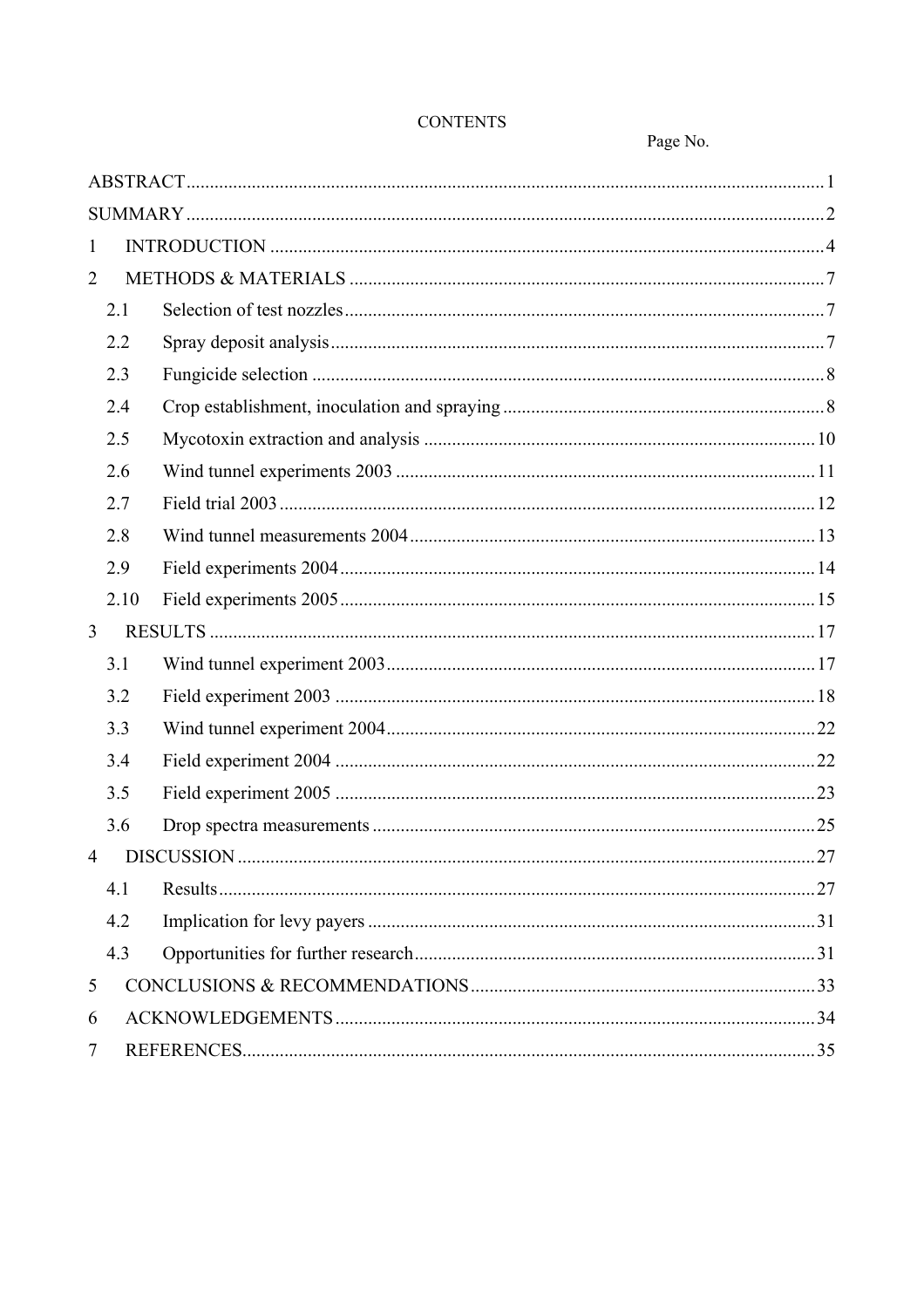# CONTENTS

| | Page No. |
|---|---|
| ABSTRACT | 1 |
| SUMMARY | 2 |
| 1 INTRODUCTION | 4 |
| 2 METHODS & MATERIALS | 7 |
| 2.1 Selection of test nozzles | 7 |
| 2.2 Spray deposit analysis | 7 |
| 2.3 Fungicide selection | 8 |
| 2.4 Crop establishment, inoculation and spraying | 8 |
| 2.5 Mycotoxin extraction and analysis | 10 |
| 2.6 Wind tunnel experiments 2003 | 11 |
| 2.7 Field trial 2003 | 12 |
| 2.8 Wind tunnel measurements 2004 | 13 |
| 2.9 Field experiments 2004 | 14 |
| 2.10 Field experiments 2005 | 15 |
| 3 RESULTS | 17 |
| 3.1 Wind tunnel experiment 2003 | 17 |
| 3.2 Field experiment 2003 | 18 |
| 3.3 Wind tunnel experiment 2004 | 22 |
| 3.4 Field experiment 2004 | 22 |
| 3.5 Field experiment 2005 | 23 |
| 3.6 Drop spectra measurements | 25 |
| 4 DISCUSSION | 27 |
| 4.1 Results | 27 |
| 4.2 Implication for levy payers | 31 |
| 4.3 Opportunities for further research | 31 |
| 5 CONCLUSIONS & RECOMMENDATIONS | 33 |
| 6 ACKNOWLEDGEMENTS | 34 |
| 7 REFERENCES | 35 |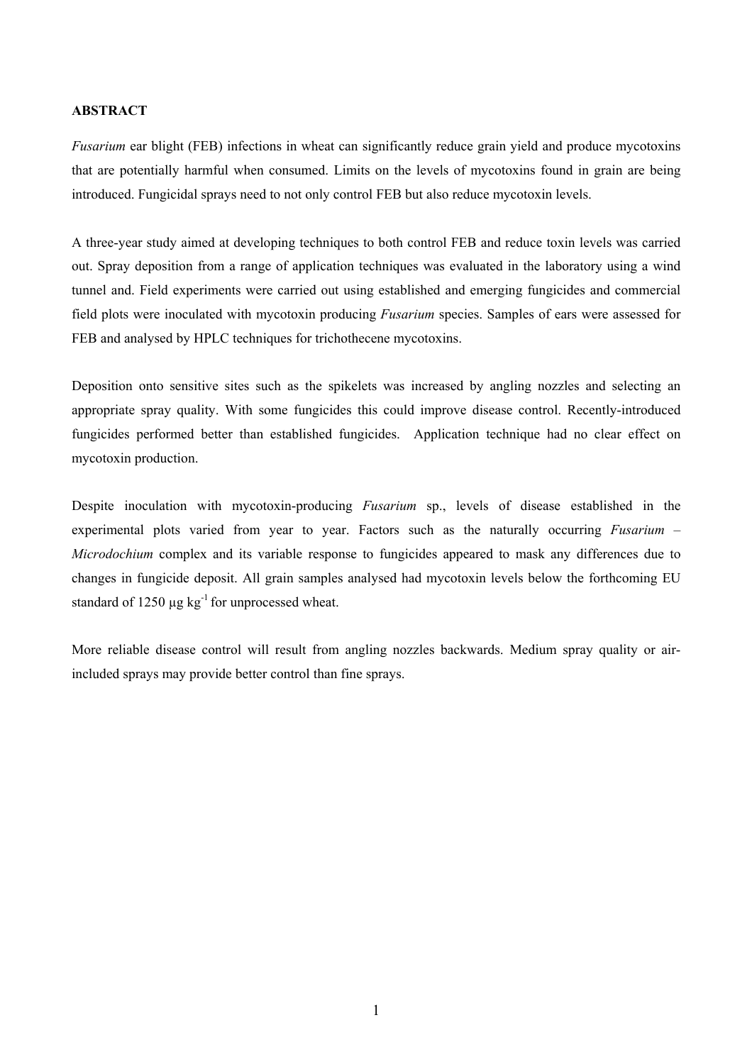## ABSTRACT

*Fusarium* ear blight (FEB) infections in wheat can significantly reduce grain yield and produce mycotoxins that are potentially harmful when consumed. Limits on the levels of mycotoxins found in grain are being introduced. Fungicidal sprays need to not only control FEB but also reduce mycotoxin levels.

A three-year study aimed at developing techniques to both control FEB and reduce toxin levels was carried out. Spray deposition from a range of application techniques was evaluated in the laboratory using a wind tunnel and. Field experiments were carried out using established and emerging fungicides and commercial field plots were inoculated with mycotoxin producing *Fusarium* species. Samples of ears were assessed for FEB and analysed by HPLC techniques for trichothecene mycotoxins.

Deposition onto sensitive sites such as the spikelets was increased by angling nozzles and selecting an appropriate spray quality. With some fungicides this could improve disease control. Recently-introduced fungicides performed better than established fungicides. Application technique had no clear effect on mycotoxin production.

Despite inoculation with mycotoxin-producing *Fusarium* sp., levels of disease established in the experimental plots varied from year to year. Factors such as the naturally occurring *Fusarium* – *Microdochium* complex and its variable response to fungicides appeared to mask any differences due to changes in fungicide deposit. All grain samples analysed had mycotoxin levels below the forthcoming EU standard of 1250 $\mu g\ kg^{-1}$ for unprocessed wheat.

More reliable disease control will result from angling nozzles backwards. Medium spray quality or air-included sprays may provide better control than fine sprays.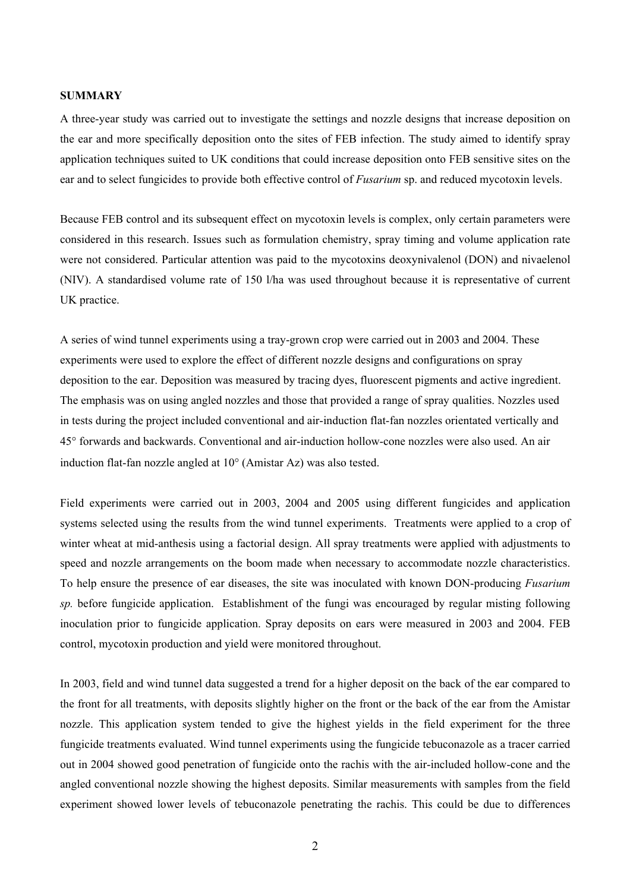**SUMMARY**

A three-year study was carried out to investigate the settings and nozzle designs that increase deposition on the ear and more specifically deposition onto the sites of FEB infection. The study aimed to identify spray application techniques suited to UK conditions that could increase deposition onto FEB sensitive sites on the ear and to select fungicides to provide both effective control of *Fusarium* sp. and reduced mycotoxin levels.

Because FEB control and its subsequent effect on mycotoxin levels is complex, only certain parameters were considered in this research. Issues such as formulation chemistry, spray timing and volume application rate were not considered. Particular attention was paid to the mycotoxins deoxynivalenol (DON) and nivaelenol (NIV). A standardised volume rate of 150 l/ha was used throughout because it is representative of current UK practice.

A series of wind tunnel experiments using a tray-grown crop were carried out in 2003 and 2004. These experiments were used to explore the effect of different nozzle designs and configurations on spray deposition to the ear. Deposition was measured by tracing dyes, fluorescent pigments and active ingredient. The emphasis was on using angled nozzles and those that provided a range of spray qualities. Nozzles used in tests during the project included conventional and air-induction flat-fan nozzles orientated vertically and 45° forwards and backwards. Conventional and air-induction hollow-cone nozzles were also used. An air induction flat-fan nozzle angled at 10° (Amistar Az) was also tested.

Field experiments were carried out in 2003, 2004 and 2005 using different fungicides and application systems selected using the results from the wind tunnel experiments. Treatments were applied to a crop of winter wheat at mid-anthesis using a factorial design. All spray treatments were applied with adjustments to speed and nozzle arrangements on the boom made when necessary to accommodate nozzle characteristics. To help ensure the presence of ear diseases, the site was inoculated with known DON-producing *Fusarium sp.* before fungicide application. Establishment of the fungi was encouraged by regular misting following inoculation prior to fungicide application. Spray deposits on ears were measured in 2003 and 2004. FEB control, mycotoxin production and yield were monitored throughout.

In 2003, field and wind tunnel data suggested a trend for a higher deposit on the back of the ear compared to the front for all treatments, with deposits slightly higher on the front or the back of the ear from the Amistar nozzle. This application system tended to give the highest yields in the field experiment for the three fungicide treatments evaluated. Wind tunnel experiments using the fungicide tebuconazole as a tracer carried out in 2004 showed good penetration of fungicide onto the rachis with the air-included hollow-cone and the angled conventional nozzle showing the highest deposits. Similar measurements with samples from the field experiment showed lower levels of tebuconazole penetrating the rachis. This could be due to differences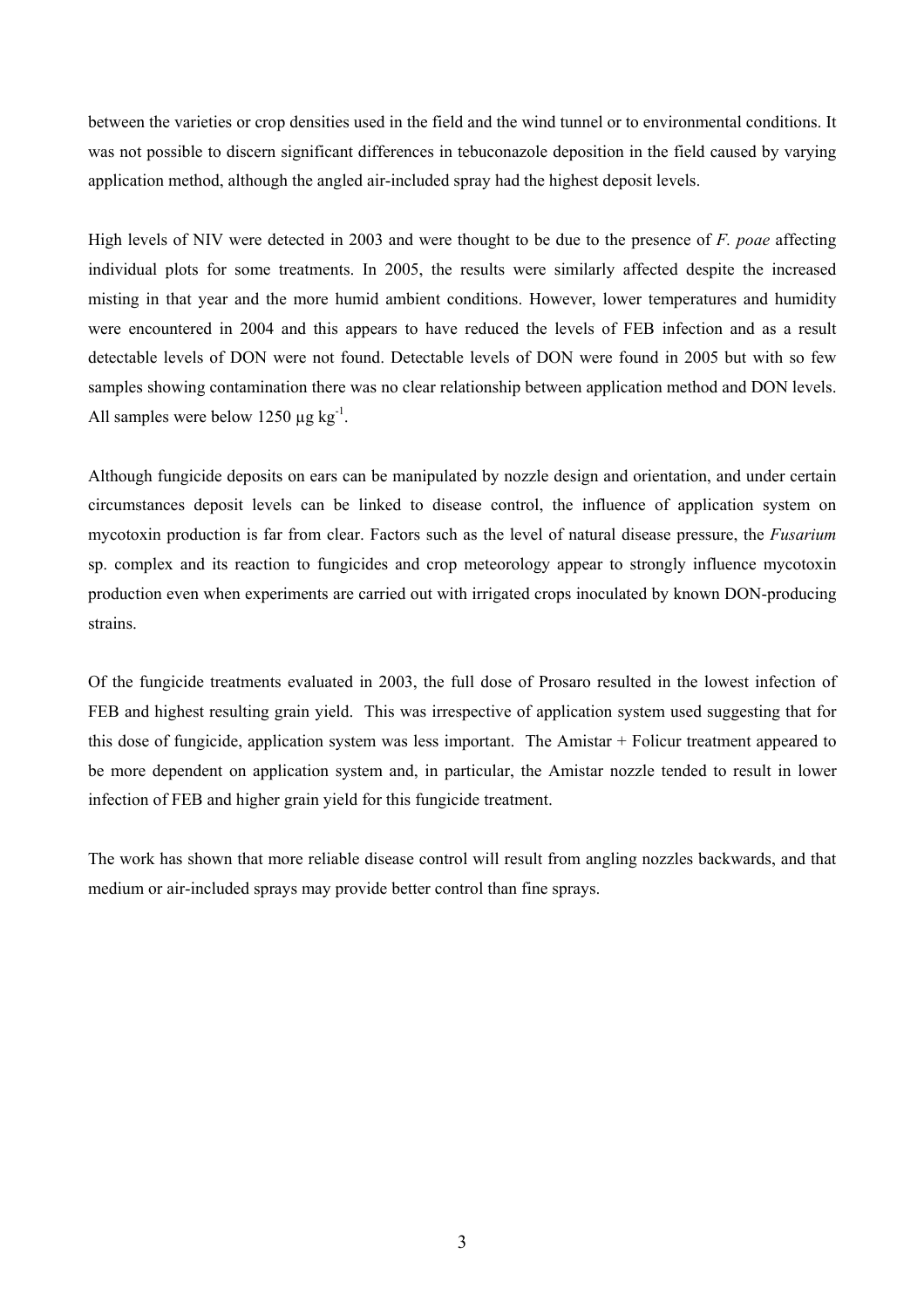between the varieties or crop densities used in the field and the wind tunnel or to environmental conditions. It was not possible to discern significant differences in tebuconazole deposition in the field caused by varying application method, although the angled air-included spray had the highest deposit levels.

High levels of NIV were detected in 2003 and were thought to be due to the presence of *F. poae* affecting individual plots for some treatments. In 2005, the results were similarly affected despite the increased misting in that year and the more humid ambient conditions. However, lower temperatures and humidity were encountered in 2004 and this appears to have reduced the levels of FEB infection and as a result detectable levels of DON were not found. Detectable levels of DON were found in 2005 but with so few samples showing contamination there was no clear relationship between application method and DON levels. All samples were below 1250 μg $kg^{-1}$.

Although fungicide deposits on ears can be manipulated by nozzle design and orientation, and under certain circumstances deposit levels can be linked to disease control, the influence of application system on mycotoxin production is far from clear. Factors such as the level of natural disease pressure, the *Fusarium* sp. complex and its reaction to fungicides and crop meteorology appear to strongly influence mycotoxin production even when experiments are carried out with irrigated crops inoculated by known DON-producing strains.

Of the fungicide treatments evaluated in 2003, the full dose of Prosaro resulted in the lowest infection of FEB and highest resulting grain yield. This was irrespective of application system used suggesting that for this dose of fungicide, application system was less important. The Amistar + Folicur treatment appeared to be more dependent on application system and, in particular, the Amistar nozzle tended to result in lower infection of FEB and higher grain yield for this fungicide treatment.

The work has shown that more reliable disease control will result from angling nozzles backwards, and that medium or air-included sprays may provide better control than fine sprays.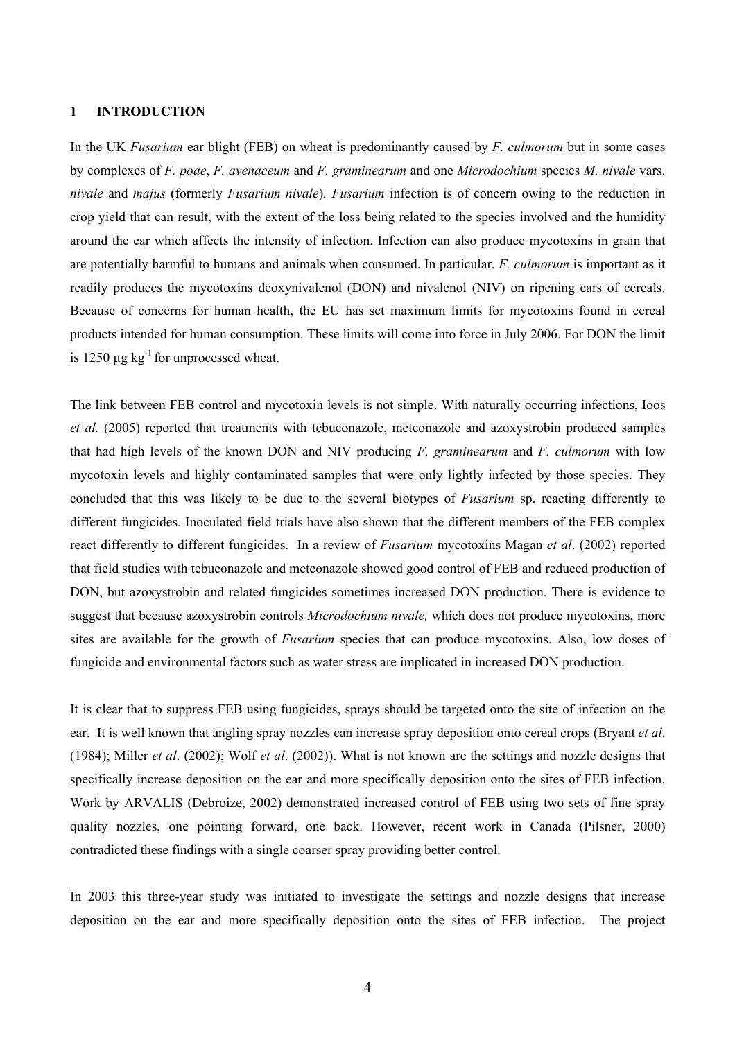## 1 INTRODUCTION

In the UK *Fusarium* ear blight (FEB) on wheat is predominantly caused by *F. culmorum* but in some cases by complexes of *F. poae*, *F. avenaceum* and *F. graminearum* and one *Microdochium* species *M. nivale* vars. *nivale* and *majus* (formerly *Fusarium nivale*). *Fusarium* infection is of concern owing to the reduction in crop yield that can result, with the extent of the loss being related to the species involved and the humidity around the ear which affects the intensity of infection. Infection can also produce mycotoxins in grain that are potentially harmful to humans and animals when consumed. In particular, *F. culmorum* is important as it readily produces the mycotoxins deoxynivalenol (DON) and nivalenol (NIV) on ripening ears of cereals. Because of concerns for human health, the EU has set maximum limits for mycotoxins found in cereal products intended for human consumption. These limits will come into force in July 2006. For DON the limit is 1250 µg $kg^{-1}$ for unprocessed wheat.

The link between FEB control and mycotoxin levels is not simple. With naturally occurring infections, Ioos *et al.* (2005) reported that treatments with tebuconazole, metconazole and azoxystrobin produced samples that had high levels of the known DON and NIV producing *F. graminearum* and *F. culmorum* with low mycotoxin levels and highly contaminated samples that were only lightly infected by those species. They concluded that this was likely to be due to the several biotypes of *Fusarium* sp. reacting differently to different fungicides. Inoculated field trials have also shown that the different members of the FEB complex react differently to different fungicides. In a review of *Fusarium* mycotoxins Magan *et al*. (2002) reported that field studies with tebuconazole and metconazole showed good control of FEB and reduced production of DON, but azoxystrobin and related fungicides sometimes increased DON production. There is evidence to suggest that because azoxystrobin controls *Microdochium nivale,* which does not produce mycotoxins, more sites are available for the growth of *Fusarium* species that can produce mycotoxins. Also, low doses of fungicide and environmental factors such as water stress are implicated in increased DON production.

It is clear that to suppress FEB using fungicides, sprays should be targeted onto the site of infection on the ear. It is well known that angling spray nozzles can increase spray deposition onto cereal crops (Bryant *et al*. (1984); Miller *et al*. (2002); Wolf *et al*. (2002)). What is not known are the settings and nozzle designs that specifically increase deposition on the ear and more specifically deposition onto the sites of FEB infection. Work by ARVALIS (Debroize, 2002) demonstrated increased control of FEB using two sets of fine spray quality nozzles, one pointing forward, one back. However, recent work in Canada (Pilsner, 2000) contradicted these findings with a single coarser spray providing better control.

In 2003 this three-year study was initiated to investigate the settings and nozzle designs that increase deposition on the ear and more specifically deposition onto the sites of FEB infection. The project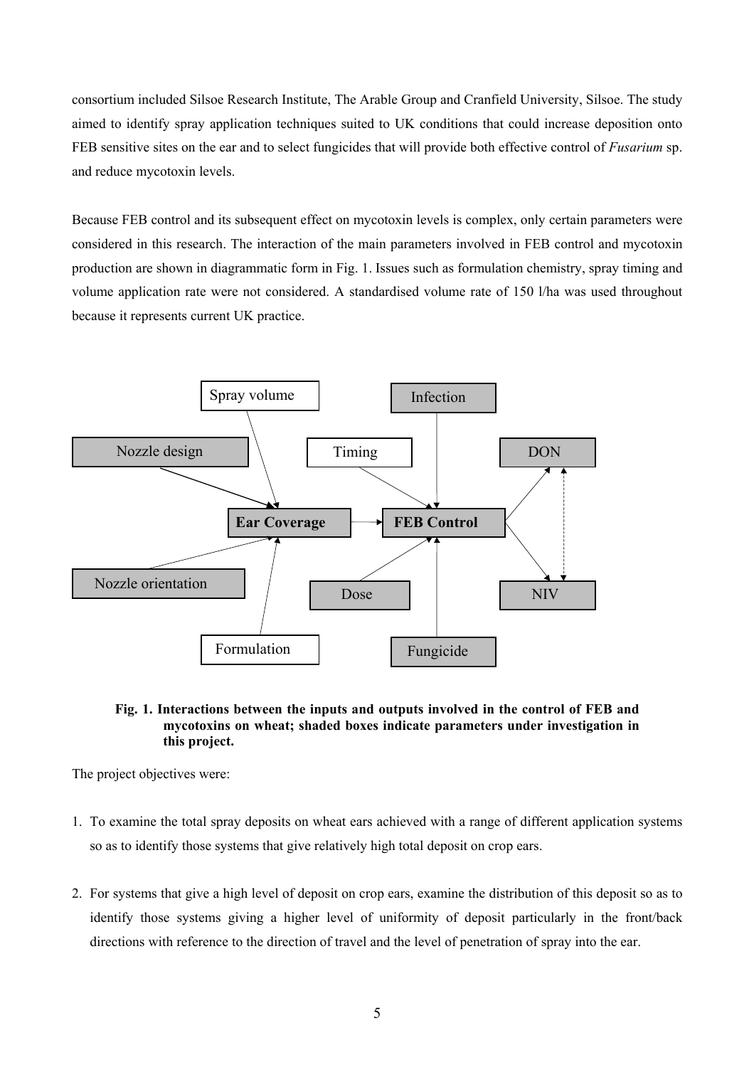consortium included Silsoe Research Institute, The Arable Group and Cranfield University, Silsoe. The study aimed to identify spray application techniques suited to UK conditions that could increase deposition onto FEB sensitive sites on the ear and to select fungicides that will provide both effective control of *Fusarium* sp. and reduce mycotoxin levels.

Because FEB control and its subsequent effect on mycotoxin levels is complex, only certain parameters were considered in this research. The interaction of the main parameters involved in FEB control and mycotoxin production are shown in diagrammatic form in Fig. 1. Issues such as formulation chemistry, spray timing and volume application rate were not considered. A standardised volume rate of 150 l/ha was used throughout because it represents current UK practice.

Spray volume

Infection

Nozzle design

Timing

DON

**Ear Coverage**

**FEB Control**

Nozzle orientation

Dose

NIV

Formulation

Fungicide

**Fig. 1. Interactions between the inputs and outputs involved in the control of FEB and mycotoxins on wheat; shaded boxes indicate parameters under investigation in this project.**

The project objectives were:

1. To examine the total spray deposits on wheat ears achieved with a range of different application systems so as to identify those systems that give relatively high total deposit on crop ears.

2. For systems that give a high level of deposit on crop ears, examine the distribution of this deposit so as to identify those systems giving a higher level of uniformity of deposit particularly in the front/back directions with reference to the direction of travel and the level of penetration of spray into the ear.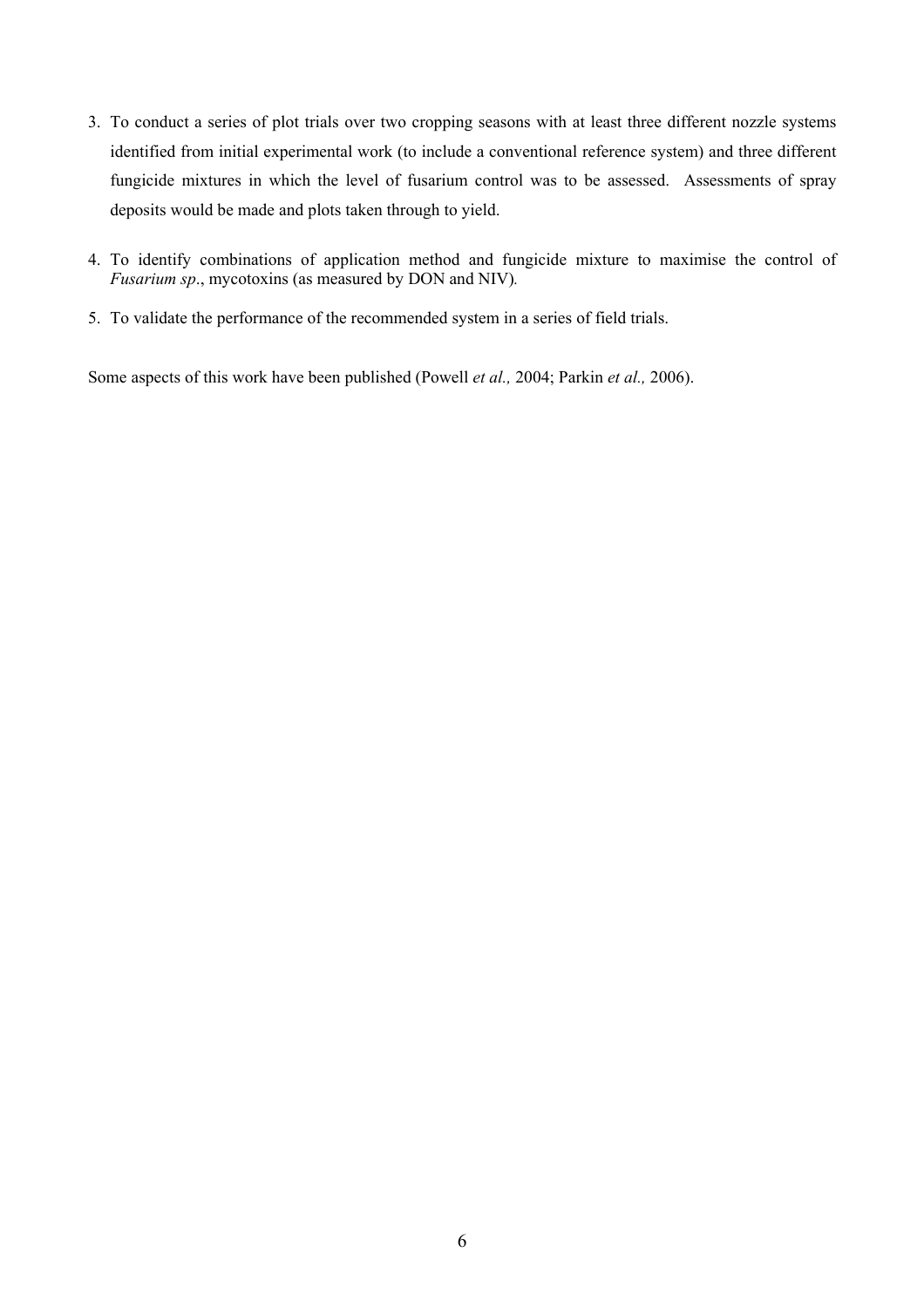3. To conduct a series of plot trials over two cropping seasons with at least three different nozzle systems identified from initial experimental work (to include a conventional reference system) and three different fungicide mixtures in which the level of fusarium control was to be assessed. Assessments of spray deposits would be made and plots taken through to yield.

4. To identify combinations of application method and fungicide mixture to maximise the control of *Fusarium sp*., mycotoxins (as measured by DON and NIV).

5. To validate the performance of the recommended system in a series of field trials.

Some aspects of this work have been published (Powell *et al.,* 2004; Parkin *et al.,* 2006).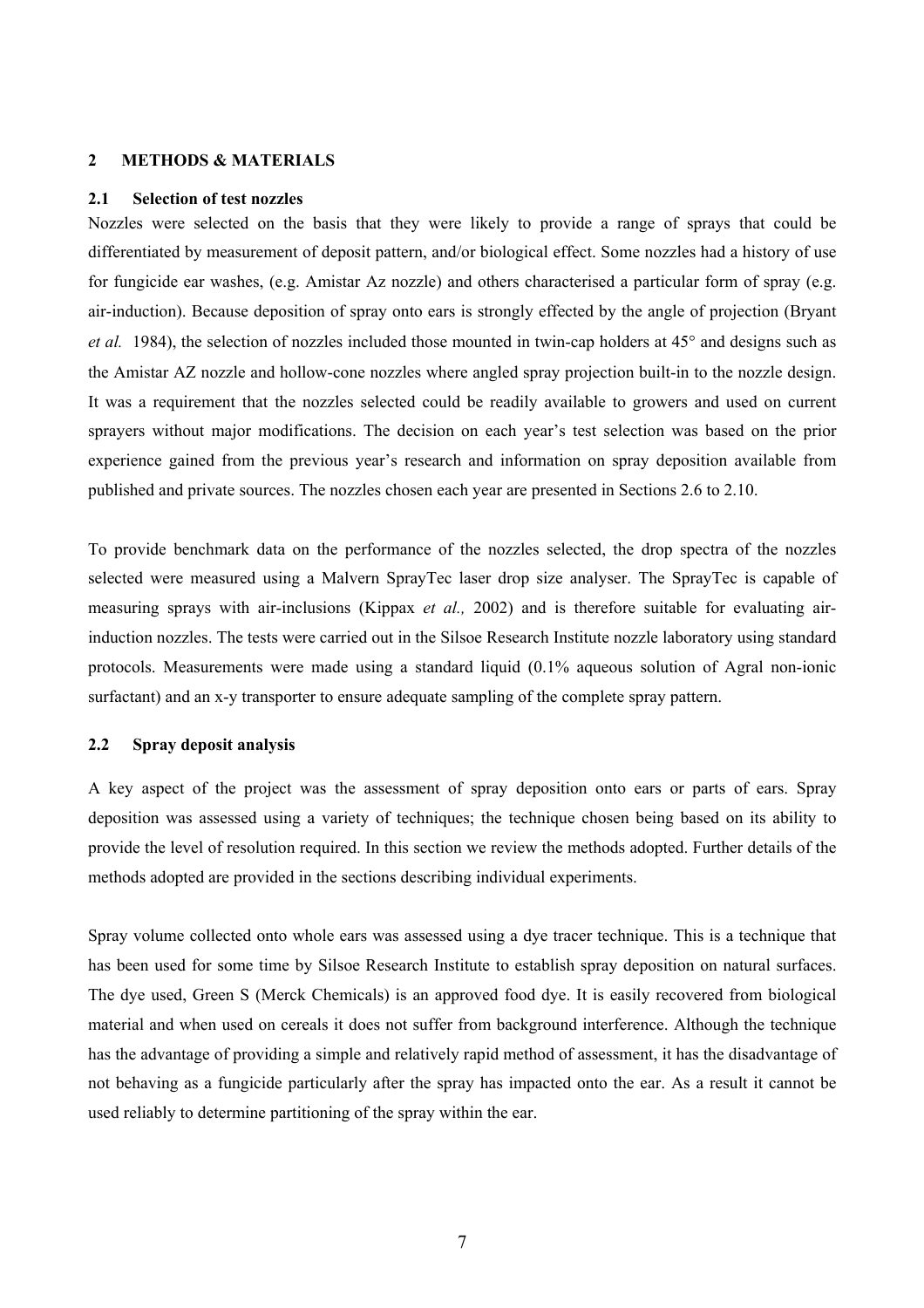## 2 METHODS & MATERIALS

### 2.1 Selection of test nozzles

Nozzles were selected on the basis that they were likely to provide a range of sprays that could be differentiated by measurement of deposit pattern, and/or biological effect. Some nozzles had a history of use for fungicide ear washes, (e.g. Amistar Az nozzle) and others characterised a particular form of spray (e.g. air-induction). Because deposition of spray onto ears is strongly effected by the angle of projection (Bryant *et al.* 1984), the selection of nozzles included those mounted in twin-cap holders at 45° and designs such as the Amistar AZ nozzle and hollow-cone nozzles where angled spray projection built-in to the nozzle design. It was a requirement that the nozzles selected could be readily available to growers and used on current sprayers without major modifications. The decision on each year's test selection was based on the prior experience gained from the previous year's research and information on spray deposition available from published and private sources. The nozzles chosen each year are presented in Sections 2.6 to 2.10.

To provide benchmark data on the performance of the nozzles selected, the drop spectra of the nozzles selected were measured using a Malvern SprayTec laser drop size analyser. The SprayTec is capable of measuring sprays with air-inclusions (Kippax *et al.,* 2002) and is therefore suitable for evaluating air-induction nozzles. The tests were carried out in the Silsoe Research Institute nozzle laboratory using standard protocols. Measurements were made using a standard liquid (0.1% aqueous solution of Agral non-ionic surfactant) and an x-y transporter to ensure adequate sampling of the complete spray pattern.

### 2.2 Spray deposit analysis

A key aspect of the project was the assessment of spray deposition onto ears or parts of ears. Spray deposition was assessed using a variety of techniques; the technique chosen being based on its ability to provide the level of resolution required. In this section we review the methods adopted. Further details of the methods adopted are provided in the sections describing individual experiments.

Spray volume collected onto whole ears was assessed using a dye tracer technique. This is a technique that has been used for some time by Silsoe Research Institute to establish spray deposition on natural surfaces. The dye used, Green S (Merck Chemicals) is an approved food dye. It is easily recovered from biological material and when used on cereals it does not suffer from background interference. Although the technique has the advantage of providing a simple and relatively rapid method of assessment, it has the disadvantage of not behaving as a fungicide particularly after the spray has impacted onto the ear. As a result it cannot be used reliably to determine partitioning of the spray within the ear.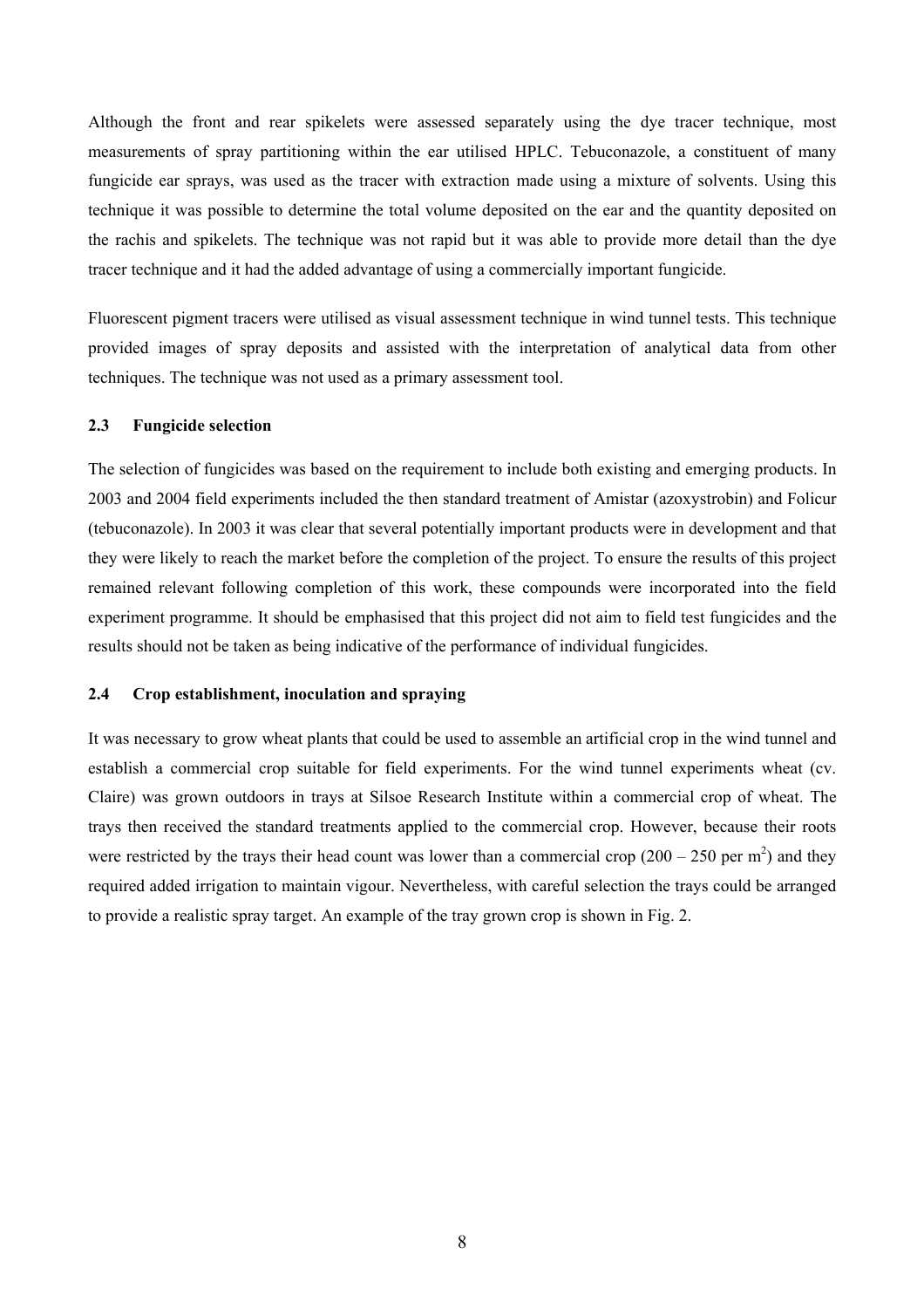Although the front and rear spikelets were assessed separately using the dye tracer technique, most measurements of spray partitioning within the ear utilised HPLC. Tebuconazole, a constituent of many fungicide ear sprays, was used as the tracer with extraction made using a mixture of solvents. Using this technique it was possible to determine the total volume deposited on the ear and the quantity deposited on the rachis and spikelets. The technique was not rapid but it was able to provide more detail than the dye tracer technique and it had the added advantage of using a commercially important fungicide.

Fluorescent pigment tracers were utilised as visual assessment technique in wind tunnel tests. This technique provided images of spray deposits and assisted with the interpretation of analytical data from other techniques. The technique was not used as a primary assessment tool.

### 2.3 Fungicide selection

The selection of fungicides was based on the requirement to include both existing and emerging products. In 2003 and 2004 field experiments included the then standard treatment of Amistar (azoxystrobin) and Folicur (tebuconazole). In 2003 it was clear that several potentially important products were in development and that they were likely to reach the market before the completion of the project. To ensure the results of this project remained relevant following completion of this work, these compounds were incorporated into the field experiment programme. It should be emphasised that this project did not aim to field test fungicides and the results should not be taken as being indicative of the performance of individual fungicides.

### 2.4 Crop establishment, inoculation and spraying

It was necessary to grow wheat plants that could be used to assemble an artificial crop in the wind tunnel and establish a commercial crop suitable for field experiments. For the wind tunnel experiments wheat (cv. Claire) was grown outdoors in trays at Silsoe Research Institute within a commercial crop of wheat. The trays then received the standard treatments applied to the commercial crop. However, because their roots were restricted by the trays their head count was lower than a commercial crop (200 – 250 per $m^2$) and they required added irrigation to maintain vigour. Nevertheless, with careful selection the trays could be arranged to provide a realistic spray target. An example of the tray grown crop is shown in Fig. 2.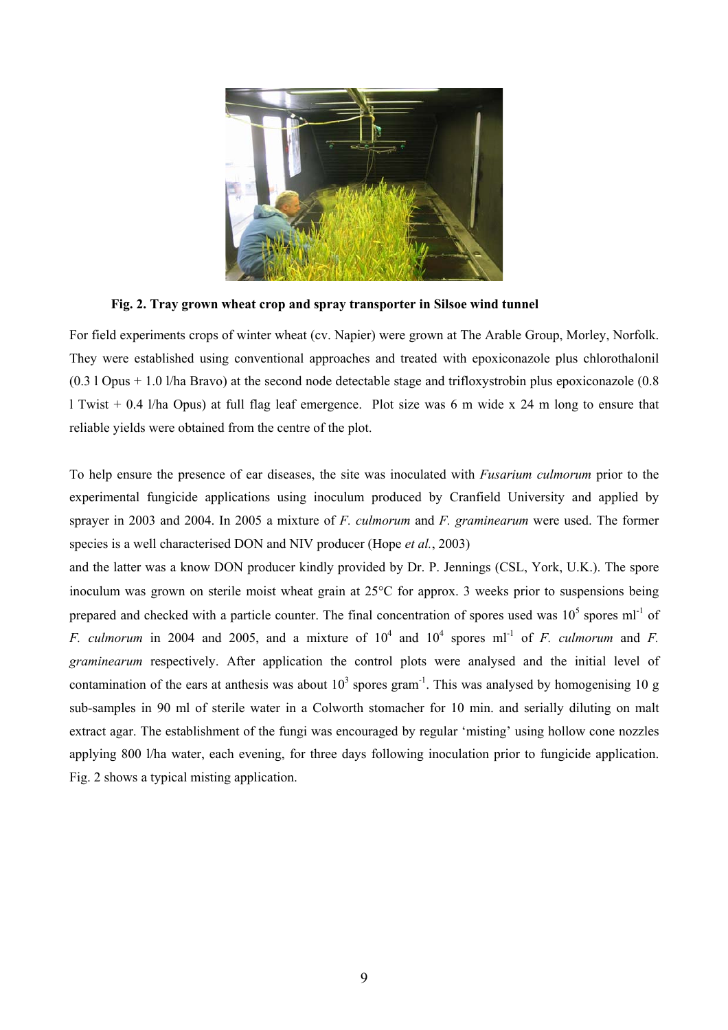**Fig. 2. Tray grown wheat crop and spray transporter in Silsoe wind tunnel**

For field experiments crops of winter wheat (cv. Napier) were grown at The Arable Group, Morley, Norfolk. They were established using conventional approaches and treated with epoxiconazole plus chlorothalonil (0.3 l Opus + 1.0 l/ha Bravo) at the second node detectable stage and trifloxystrobin plus epoxiconazole (0.8 l Twist + 0.4 l/ha Opus) at full flag leaf emergence. Plot size was 6 m wide x 24 m long to ensure that reliable yields were obtained from the centre of the plot.

To help ensure the presence of ear diseases, the site was inoculated with *Fusarium culmorum* prior to the experimental fungicide applications using inoculum produced by Cranfield University and applied by sprayer in 2003 and 2004. In 2005 a mixture of *F. culmorum* and *F. graminearum* were used. The former species is a well characterised DON and NIV producer (Hope *et al.*, 2003)
and the latter was a know DON producer kindly provided by Dr. P. Jennings (CSL, York, U.K.). The spore inoculum was grown on sterile moist wheat grain at 25°C for approx. 3 weeks prior to suspensions being prepared and checked with a particle counter. The final concentration of spores used was $10^5$ spores $ml^{-1}$ of *F. culmorum* in 2004 and 2005, and a mixture of $10^4$ and $10^4$ spores $ml^{-1}$ of *F. culmorum* and *F. graminearum* respectively. After application the control plots were analysed and the initial level of contamination of the ears at anthesis was about $10^3$ spores $gram^{-1}$. This was analysed by homogenising 10 g sub-samples in 90 ml of sterile water in a Colworth stomacher for 10 min. and serially diluting on malt extract agar. The establishment of the fungi was encouraged by regular 'misting' using hollow cone nozzles applying 800 l/ha water, each evening, for three days following inoculation prior to fungicide application. Fig. 2 shows a typical misting application.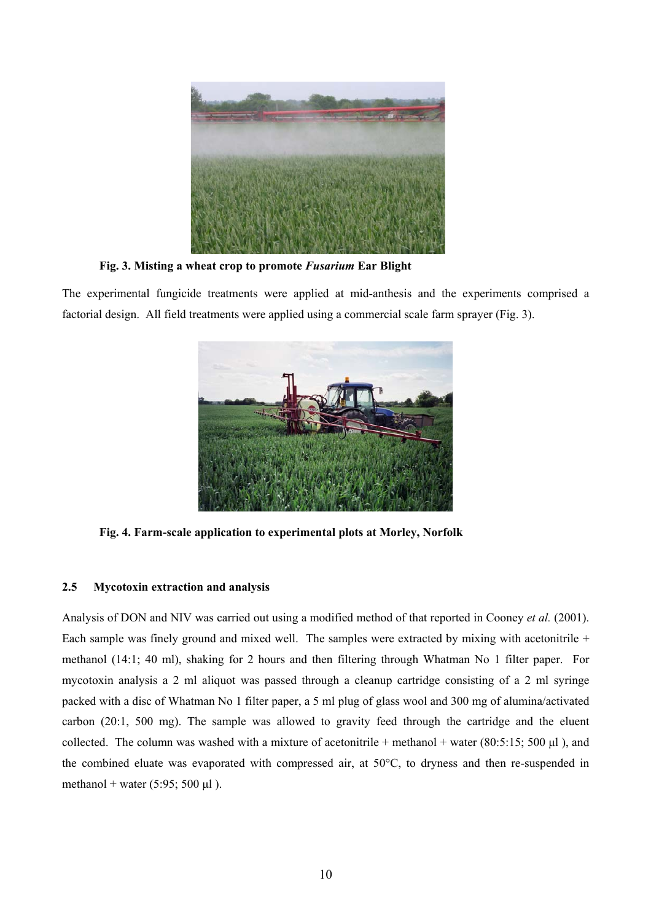**Fig. 3. Misting a wheat crop to promote *Fusarium* Ear Blight**

The experimental fungicide treatments were applied at mid-anthesis and the experiments comprised a factorial design. All field treatments were applied using a commercial scale farm sprayer (Fig. 3).

**Fig. 4. Farm-scale application to experimental plots at Morley, Norfolk**

### 2.5 Mycotoxin extraction and analysis

Analysis of DON and NIV was carried out using a modified method of that reported in Cooney *et al.* (2001). Each sample was finely ground and mixed well. The samples were extracted by mixing with acetonitrile + methanol (14:1; 40 ml), shaking for 2 hours and then filtering through Whatman No 1 filter paper. For mycotoxin analysis a 2 ml aliquot was passed through a cleanup cartridge consisting of a 2 ml syringe packed with a disc of Whatman No 1 filter paper, a 5 ml plug of glass wool and 300 mg of alumina/activated carbon (20:1, 500 mg). The sample was allowed to gravity feed through the cartridge and the eluent collected. The column was washed with a mixture of acetonitrile + methanol + water (80:5:15; 500 µl ), and the combined eluate was evaporated with compressed air, at 50°C, to dryness and then re-suspended in methanol + water (5:95; 500 µl ).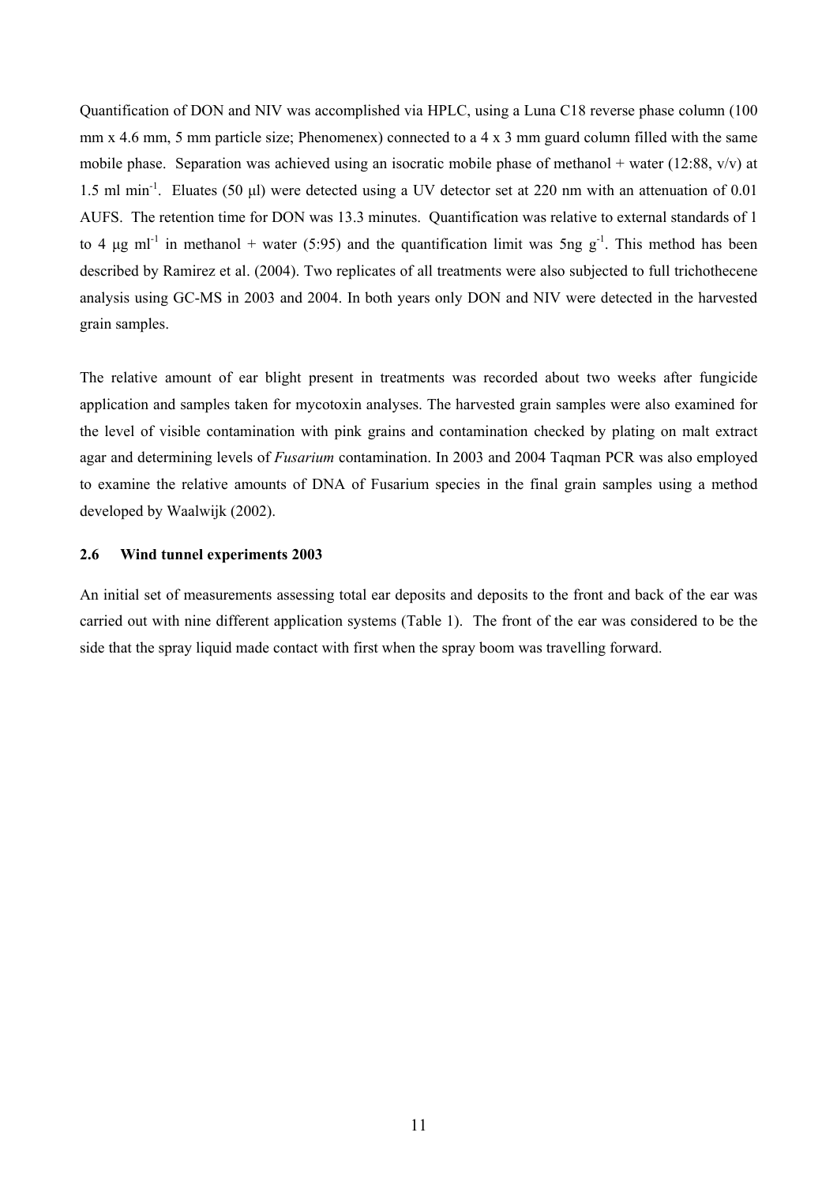Quantification of DON and NIV was accomplished via HPLC, using a Luna C18 reverse phase column (100 mm x 4.6 mm, 5 mm particle size; Phenomenex) connected to a 4 x 3 mm guard column filled with the same mobile phase. Separation was achieved using an isocratic mobile phase of methanol + water (12:88, v/v) at 1.5 ml min$^{-1}$. Eluates (50 µl) were detected using a UV detector set at 220 nm with an attenuation of 0.01 AUFS. The retention time for DON was 13.3 minutes. Quantification was relative to external standards of 1 to 4 µg ml$^{-1}$ in methanol + water (5:95) and the quantification limit was 5ng g$^{-1}$. This method has been described by Ramirez et al. (2004). Two replicates of all treatments were also subjected to full trichothecene analysis using GC-MS in 2003 and 2004. In both years only DON and NIV were detected in the harvested grain samples.

The relative amount of ear blight present in treatments was recorded about two weeks after fungicide application and samples taken for mycotoxin analyses. The harvested grain samples were also examined for the level of visible contamination with pink grains and contamination checked by plating on malt extract agar and determining levels of *Fusarium* contamination. In 2003 and 2004 Taqman PCR was also employed to examine the relative amounts of DNA of Fusarium species in the final grain samples using a method developed by Waalwijk (2002).

### 2.6 Wind tunnel experiments 2003

An initial set of measurements assessing total ear deposits and deposits to the front and back of the ear was carried out with nine different application systems (Table 1). The front of the ear was considered to be the side that the spray liquid made contact with first when the spray boom was travelling forward.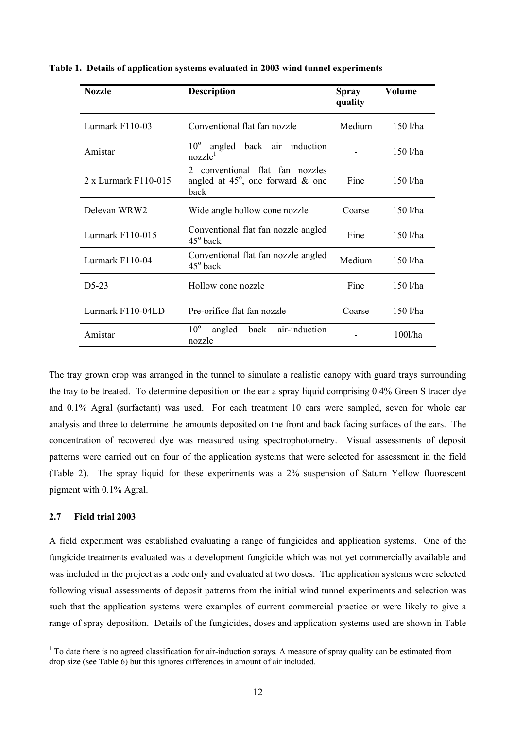**Table 1. Details of application systems evaluated in 2003 wind tunnel experiments**

| Nozzle | Description | Spray quality | Volume |
|---|---|---|---|
| Lurmark F110-03 | Conventional flat fan nozzle | Medium | 150 l/ha |
| Amistar | $10^{o}$ angled back air induction nozzle[1] | - | 150 l/ha |
| 2 x Lurmark F110-015 | 2 conventional flat fan nozzles angled at $45^{o}$, one forward & one back | Fine | 150 l/ha |
| Delevan WRW2 | Wide angle hollow cone nozzle | Coarse | 150 l/ha |
| Lurmark F110-015 | Conventional flat fan nozzle angled $45^{o}$ back | Fine | 150 l/ha |
| Lurmark F110-04 | Conventional flat fan nozzle angled $45^{o}$ back | Medium | 150 l/ha |
| D5-23 | Hollow cone nozzle | Fine | 150 l/ha |
| Lurmark F110-04LD | Pre-orifice flat fan nozzle | Coarse | 150 l/ha |
| Amistar | $10^{o}$ angled back air-induction nozzle | - | 100l/ha |

The tray grown crop was arranged in the tunnel to simulate a realistic canopy with guard trays surrounding the tray to be treated. To determine deposition on the ear a spray liquid comprising 0.4% Green S tracer dye and 0.1% Agral (surfactant) was used. For each treatment 10 ears were sampled, seven for whole ear analysis and three to determine the amounts deposited on the front and back facing surfaces of the ears. The concentration of recovered dye was measured using spectrophotometry. Visual assessments of deposit patterns were carried out on four of the application systems that were selected for assessment in the field (Table 2). The spray liquid for these experiments was a 2% suspension of Saturn Yellow fluorescent pigment with 0.1% Agral.

### 2.7 Field trial 2003

A field experiment was established evaluating a range of fungicides and application systems. One of the fungicide treatments evaluated was a development fungicide which was not yet commercially available and was included in the project as a code only and evaluated at two doses. The application systems were selected following visual assessments of deposit patterns from the initial wind tunnel experiments and selection was such that the application systems were examples of current commercial practice or were likely to give a range of spray deposition. Details of the fungicides, doses and application systems used are shown in Table

[1] To date there is no agreed classification for air-induction sprays. A measure of spray quality can be estimated from drop size (see Table 6) but this ignores differences in amount of air included.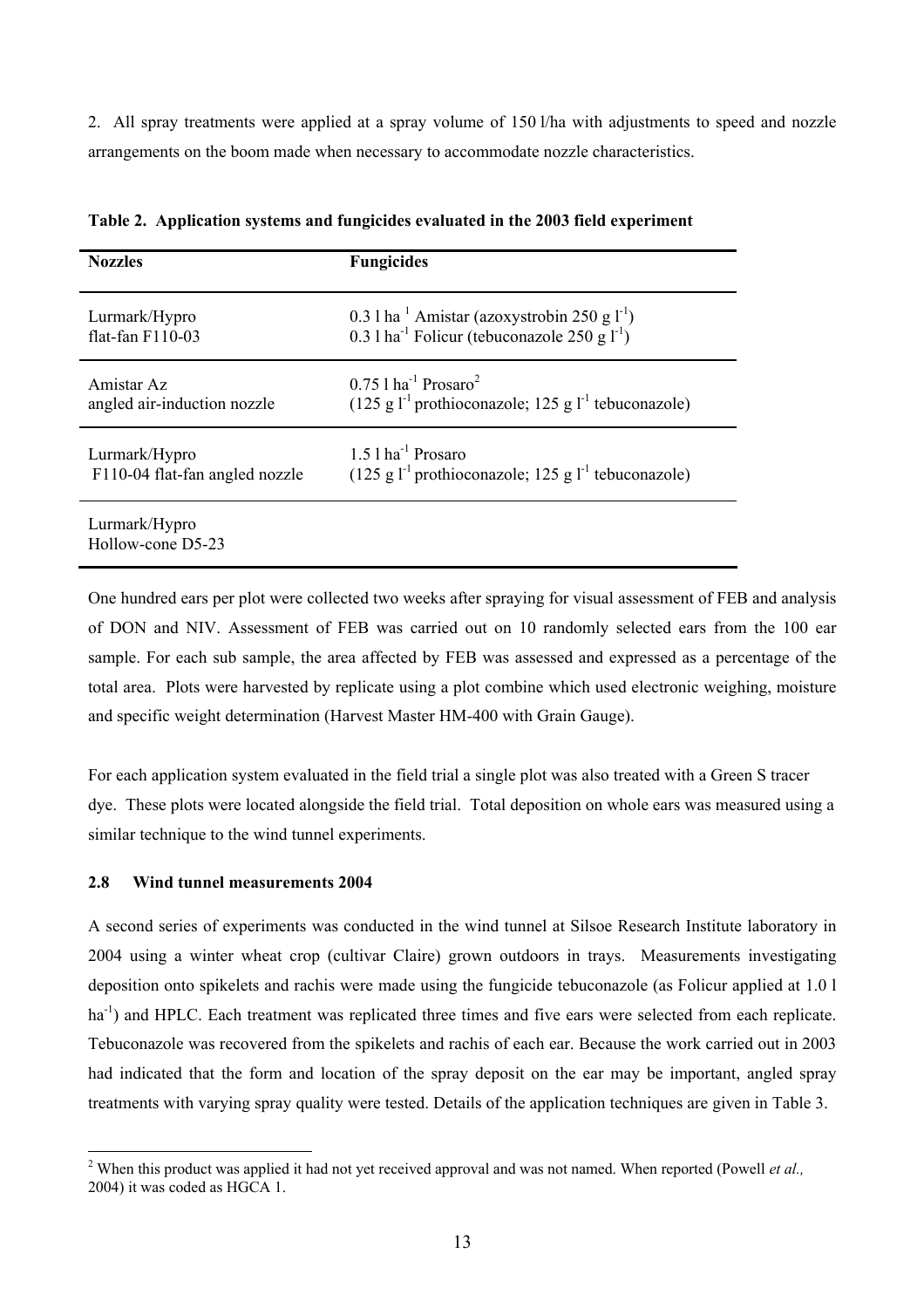2. All spray treatments were applied at a spray volume of 150 l/ha with adjustments to speed and nozzle arrangements on the boom made when necessary to accommodate nozzle characteristics.

**Table 2. Application systems and fungicides evaluated in the 2003 field experiment**

| Nozzles | Fungicides |
|---|---|
| Lurmark/Hypro flat-fan F110-03 | 0.3 l ha$^{1}$ Amistar (azoxystrobin 250 g l$^{-1}$) 0.3 l ha$^{-1}$ Folicur (tebuconazole 250 g l$^{-1}$) |
| Amistar Az angled air-induction nozzle | 0.75 l ha$^{-1}$ Prosaro[2] (125 g l$^{-1}$ prothioconazole; 125 g l$^{-1}$ tebuconazole) |
| Lurmark/Hypro F110-04 flat-fan angled nozzle | 1.5 l ha$^{-1}$ Prosaro (125 g l$^{-1}$ prothioconazole; 125 g l$^{-1}$ tebuconazole) |
| Lurmark/Hypro Hollow-cone D5-23 | |

One hundred ears per plot were collected two weeks after spraying for visual assessment of FEB and analysis of DON and NIV. Assessment of FEB was carried out on 10 randomly selected ears from the 100 ear sample. For each sub sample, the area affected by FEB was assessed and expressed as a percentage of the total area. Plots were harvested by replicate using a plot combine which used electronic weighing, moisture and specific weight determination (Harvest Master HM-400 with Grain Gauge).

For each application system evaluated in the field trial a single plot was also treated with a Green S tracer dye. These plots were located alongside the field trial. Total deposition on whole ears was measured using a similar technique to the wind tunnel experiments.

### 2.8 Wind tunnel measurements 2004

A second series of experiments was conducted in the wind tunnel at Silsoe Research Institute laboratory in 2004 using a winter wheat crop (cultivar Claire) grown outdoors in trays. Measurements investigating deposition onto spikelets and rachis were made using the fungicide tebuconazole (as Folicur applied at 1.0 l ha$^{-1}$) and HPLC. Each treatment was replicated three times and five ears were selected from each replicate. Tebuconazole was recovered from the spikelets and rachis of each ear. Because the work carried out in 2003 had indicated that the form and location of the spray deposit on the ear may be important, angled spray treatments with varying spray quality were tested. Details of the application techniques are given in Table 3.

[2] When this product was applied it had not yet received approval and was not named. When reported (Powell *et al.,* 2004) it was coded as HGCA 1.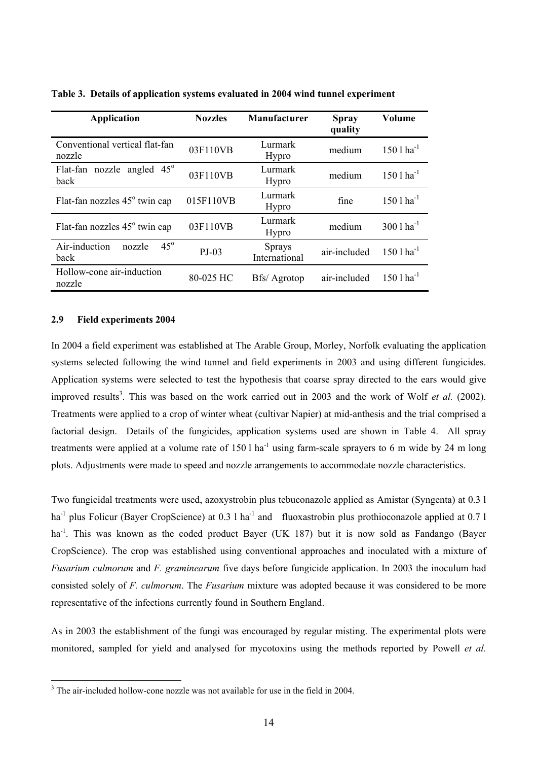**Table 3. Details of application systems evaluated in 2004 wind tunnel experiment**

| Application | Nozzles | Manufacturer | Spray quality | Volume |
|---|---|---|---|---|
| Conventional vertical flat-fan nozzle | 03F110VB | Lurmark Hypro | medium | 150 l ha$^{-1}$ |
| Flat-fan nozzle angled 45° back | 03F110VB | Lurmark Hypro | medium | 150 l ha$^{-1}$ |
| Flat-fan nozzles 45° twin cap | 015F110VB | Lurmark Hypro | fine | 150 l ha$^{-1}$ |
| Flat-fan nozzles 45° twin cap | 03F110VB | Lurmark Hypro | medium | 300 l ha$^{-1}$ |
| Air-induction nozzle 45° back | PJ-03 | Sprays International | air-included | 150 l ha$^{-1}$ |
| Hollow-cone air-induction nozzle | 80-025 HC | Bfs/ Agrotop | air-included | 150 l ha$^{-1}$ |

### 2.9 Field experiments 2004

In 2004 a field experiment was established at The Arable Group, Morley, Norfolk evaluating the application systems selected following the wind tunnel and field experiments in 2003 and using different fungicides. Application systems were selected to test the hypothesis that coarse spray directed to the ears would give improved results[3]. This was based on the work carried out in 2003 and the work of Wolf *et al.* (2002). Treatments were applied to a crop of winter wheat (cultivar Napier) at mid-anthesis and the trial comprised a factorial design. Details of the fungicides, application systems used are shown in Table 4. All spray treatments were applied at a volume rate of 150 l ha$^{-1}$ using farm-scale sprayers to 6 m wide by 24 m long plots. Adjustments were made to speed and nozzle arrangements to accommodate nozzle characteristics.

Two fungicidal treatments were used, azoxystrobin plus tebuconazole applied as Amistar (Syngenta) at 0.3 l ha$^{-1}$ plus Folicur (Bayer CropScience) at 0.3 l ha$^{-1}$ and fluoxastrobin plus prothioconazole applied at 0.7 l ha$^{-1}$. This was known as the coded product Bayer (UK 187) but it is now sold as Fandango (Bayer CropScience). The crop was established using conventional approaches and inoculated with a mixture of *Fusarium culmorum* and *F. graminearum* five days before fungicide application. In 2003 the inoculum had consisted solely of *F. culmorum*. The *Fusarium* mixture was adopted because it was considered to be more representative of the infections currently found in Southern England.

As in 2003 the establishment of the fungi was encouraged by regular misting. The experimental plots were monitored, sampled for yield and analysed for mycotoxins using the methods reported by Powell *et al.*

[3] The air-included hollow-cone nozzle was not available for use in the field in 2004.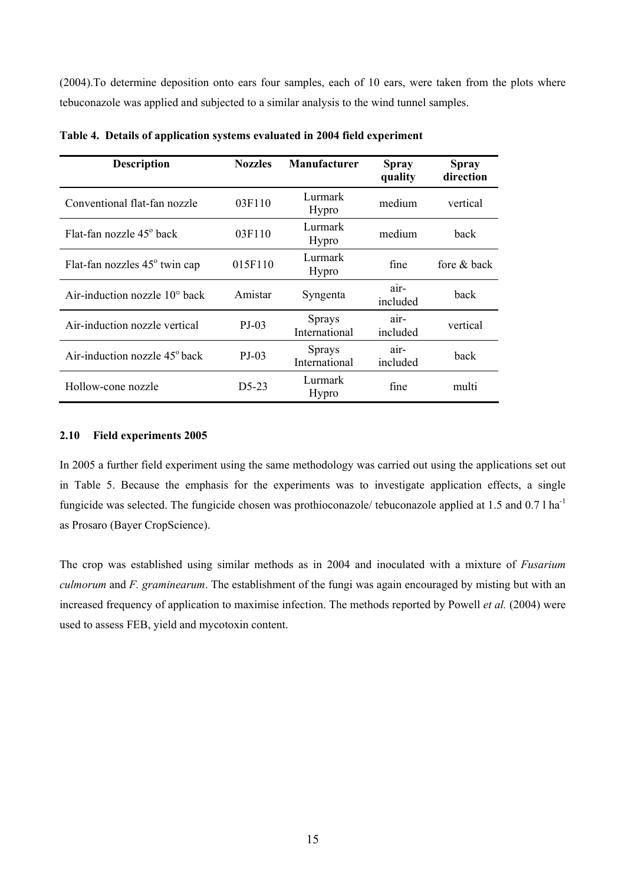(2004).To determine deposition onto ears four samples, each of 10 ears, were taken from the plots where tebuconazole was applied and subjected to a similar analysis to the wind tunnel samples.

**Table 4. Details of application systems evaluated in 2004 field experiment**

| Description | Nozzles | Manufacturer | Spray quality | Spray direction |
|---|---|---|---|---|
| Conventional flat-fan nozzle | 03F110 | Lurmark Hypro | medium | vertical |
| Flat-fan nozzle 45° back | 03F110 | Lurmark Hypro | medium | back |
| Flat-fan nozzles 45° twin cap | 015F110 | Lurmark Hypro | fine | fore & back |
| Air-induction nozzle 10° back | Amistar | Syngenta | air-included | back |
| Air-induction nozzle vertical | PJ-03 | Sprays International | air-included | vertical |
| Air-induction nozzle 45° back | PJ-03 | Sprays International | air-included | back |
| Hollow-cone nozzle | D5-23 | Lurmark Hypro | fine | multi |

### 2.10 Field experiments 2005

In 2005 a further field experiment using the same methodology was carried out using the applications set out in Table 5. Because the emphasis for the experiments was to investigate application effects, a single fungicide was selected. The fungicide chosen was prothioconazole/ tebuconazole applied at 1.5 and 0.7 l ha$^{-1}$ as Prosaro (Bayer CropScience).

The crop was established using similar methods as in 2004 and inoculated with a mixture of *Fusarium culmorum* and *F. graminearum*. The establishment of the fungi was again encouraged by misting but with an increased frequency of application to maximise infection. The methods reported by Powell *et al.* (2004) were used to assess FEB, yield and mycotoxin content.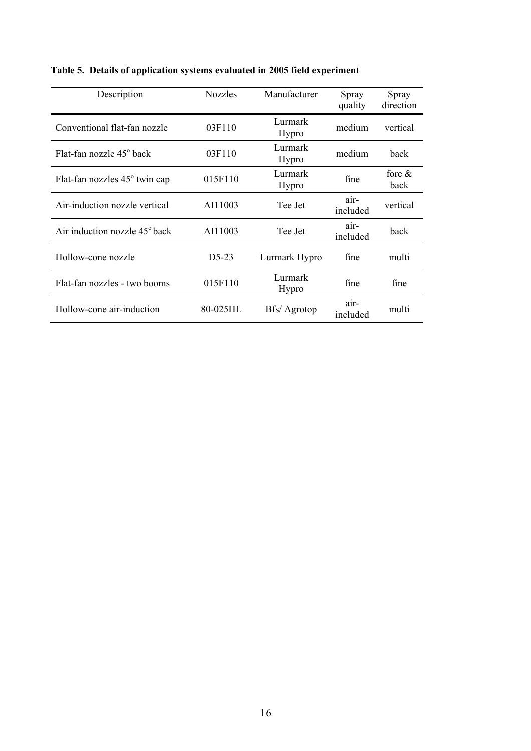**Table 5. Details of application systems evaluated in 2005 field experiment**

| Description | Nozzles | Manufacturer | Spray quality | Spray direction |
|---|---|---|---|---|
| Conventional flat-fan nozzle | 03F110 | Lurmark Hypro | medium | vertical |
| Flat-fan nozzle 45° back | 03F110 | Lurmark Hypro | medium | back |
| Flat-fan nozzles 45° twin cap | 015F110 | Lurmark Hypro | fine | fore & back |
| Air-induction nozzle vertical | AI11003 | Tee Jet | air-included | vertical |
| Air induction nozzle 45° back | AI11003 | Tee Jet | air-included | back |
| Hollow-cone nozzle | D5-23 | Lurmark Hypro | fine | multi |
| Flat-fan nozzles - two booms | 015F110 | Lurmark Hypro | fine | fine |
| Hollow-cone air-induction | 80-025HL | Bfs/ Agrotop | air-included | multi |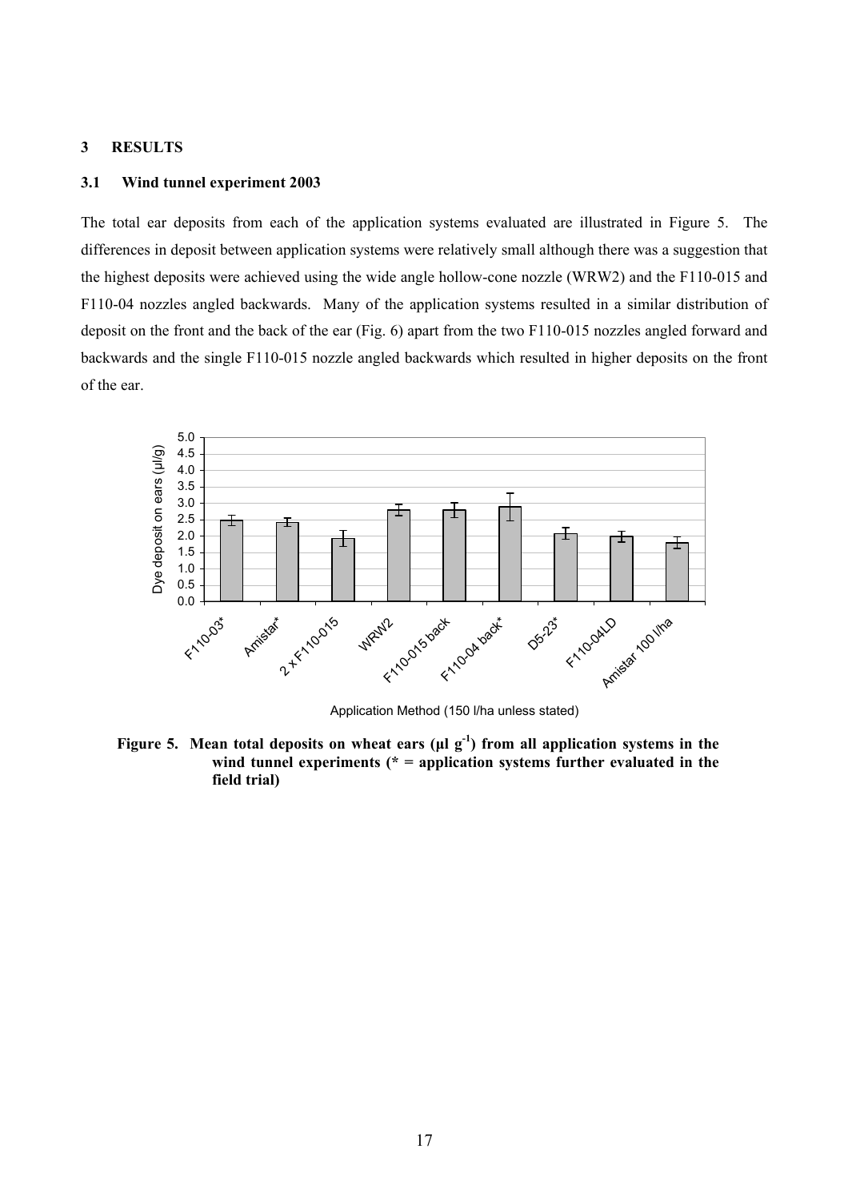## 3 RESULTS

### 3.1 Wind tunnel experiment 2003

The total ear deposits from each of the application systems evaluated are illustrated in Figure 5. The differences in deposit between application systems were relatively small although there was a suggestion that the highest deposits were achieved using the wide angle hollow-cone nozzle (WRW2) and the F110-015 and F110-04 nozzles angled backwards. Many of the application systems resulted in a similar distribution of deposit on the front and the back of the ear (Fig. 6) apart from the two F110-015 nozzles angled forward and backwards and the single F110-015 nozzle angled backwards which resulted in higher deposits on the front of the ear.

**Figure 5. Mean total deposits on wheat ears (µl $g^{-1}$) from all application systems in the wind tunnel experiments (* = application systems further evaluated in the field trial)**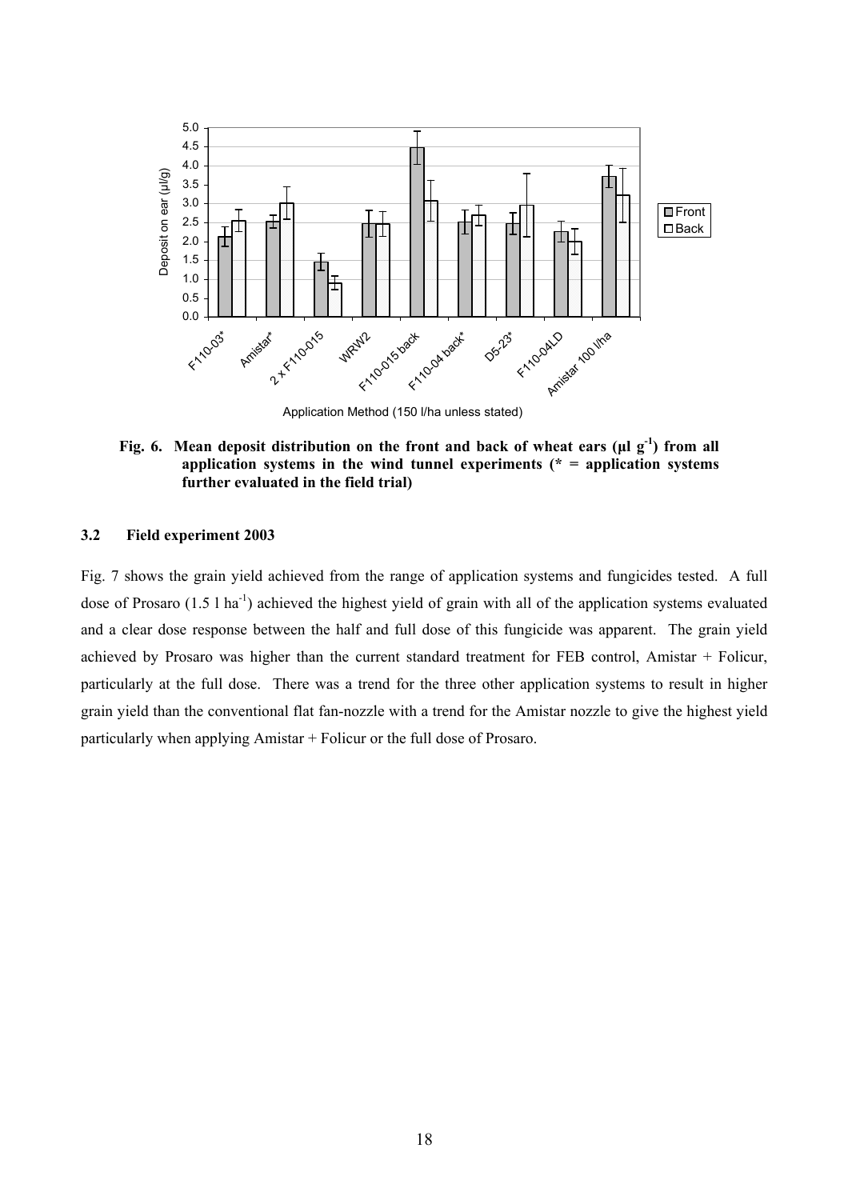Fig. 6. Mean deposit distribution on the front and back of wheat ears (μl $g^{-1}$) from all application systems in the wind tunnel experiments (* = application systems further evaluated in the field trial)

### 3.2 Field experiment 2003

Fig. 7 shows the grain yield achieved from the range of application systems and fungicides tested. A full dose of Prosaro (1.5 l $ha^{-1}$) achieved the highest yield of grain with all of the application systems evaluated and a clear dose response between the half and full dose of this fungicide was apparent. The grain yield achieved by Prosaro was higher than the current standard treatment for FEB control, Amistar + Folicur, particularly at the full dose. There was a trend for the three other application systems to result in higher grain yield than the conventional flat fan-nozzle with a trend for the Amistar nozzle to give the highest yield particularly when applying Amistar + Folicur or the full dose of Prosaro.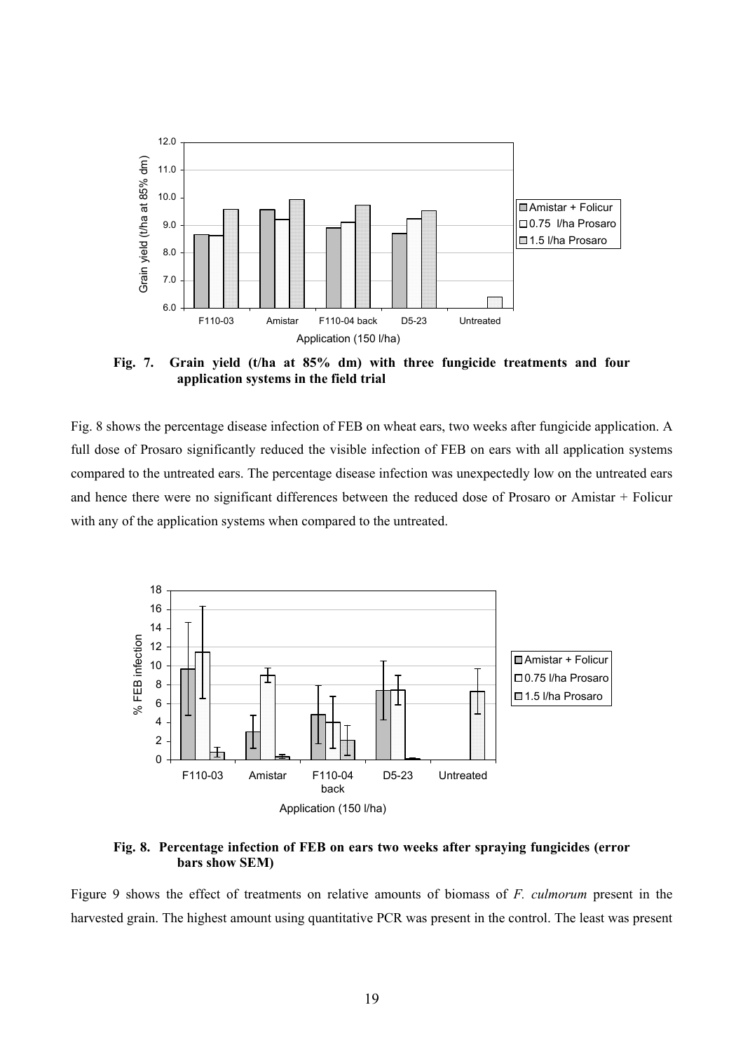**Fig. 7. Grain yield (t/ha at 85% dm) with three fungicide treatments and four application systems in the field trial**

Fig. 8 shows the percentage disease infection of FEB on wheat ears, two weeks after fungicide application. A full dose of Prosaro significantly reduced the visible infection of FEB on ears with all application systems compared to the untreated ears. The percentage disease infection was unexpectedly low on the untreated ears and hence there were no significant differences between the reduced dose of Prosaro or Amistar + Folicur with any of the application systems when compared to the untreated.

**Fig. 8. Percentage infection of FEB on ears two weeks after spraying fungicides (error bars show SEM)**

Figure 9 shows the effect of treatments on relative amounts of biomass of *F. culmorum* present in the harvested grain. The highest amount using quantitative PCR was present in the control. The least was present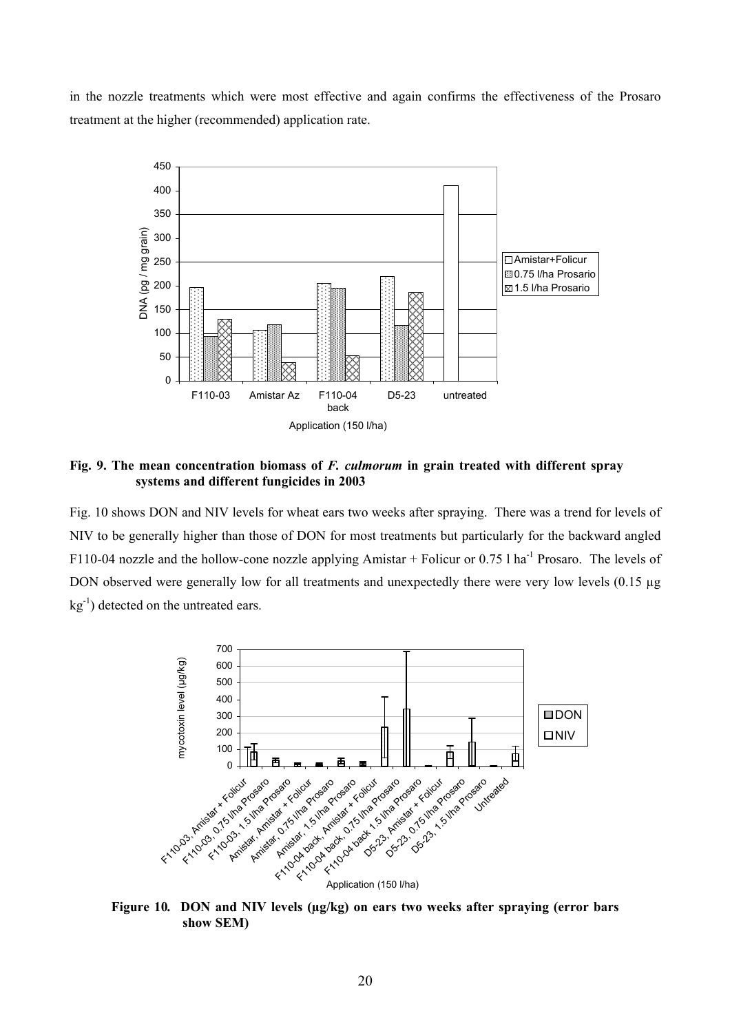in the nozzle treatments which were most effective and again confirms the effectiveness of the Prosaro treatment at the higher (recommended) application rate.

**Fig. 9. The mean concentration biomass of *F. culmorum* in grain treated with different spray systems and different fungicides in 2003**

Fig. 10 shows DON and NIV levels for wheat ears two weeks after spraying. There was a trend for levels of NIV to be generally higher than those of DON for most treatments but particularly for the backward angled F110-04 nozzle and the hollow-cone nozzle applying Amistar + Folicur or 0.75 l $ha^{-1}$ Prosaro. The levels of DON observed were generally low for all treatments and unexpectedly there were very low levels (0.15 µg $kg^{-1}$) detected on the untreated ears.

**Figure 10. DON and NIV levels (µg/kg) on ears two weeks after spraying (error bars show SEM)**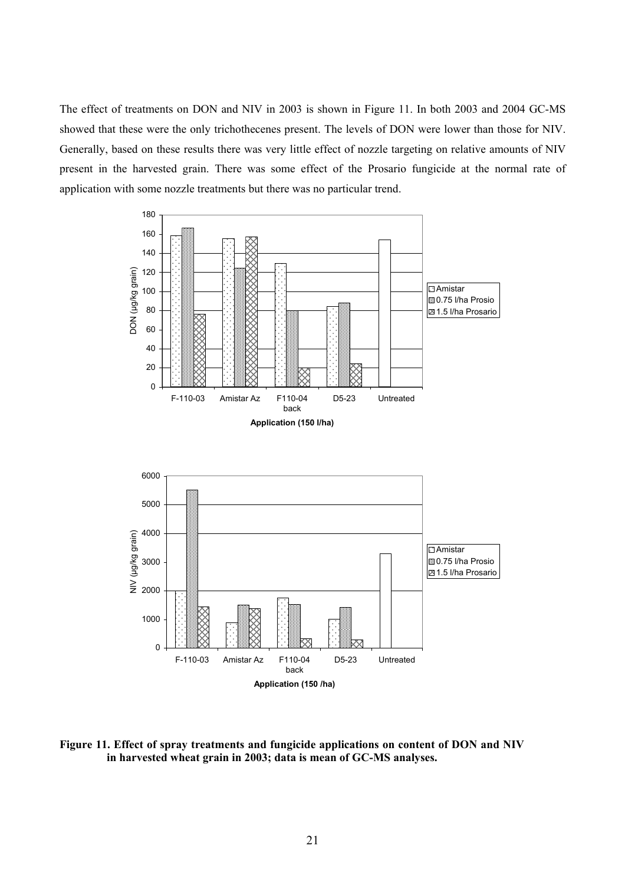The effect of treatments on DON and NIV in 2003 is shown in Figure 11. In both 2003 and 2004 GC-MS showed that these were the only trichothecenes present. The levels of DON were lower than those for NIV. Generally, based on these results there was very little effect of nozzle targeting on relative amounts of NIV present in the harvested grain. There was some effect of the Prosario fungicide at the normal rate of application with some nozzle treatments but there was no particular trend.

**Figure 11. Effect of spray treatments and fungicide applications on content of DON and NIV in harvested wheat grain in 2003; data is mean of GC-MS analyses.**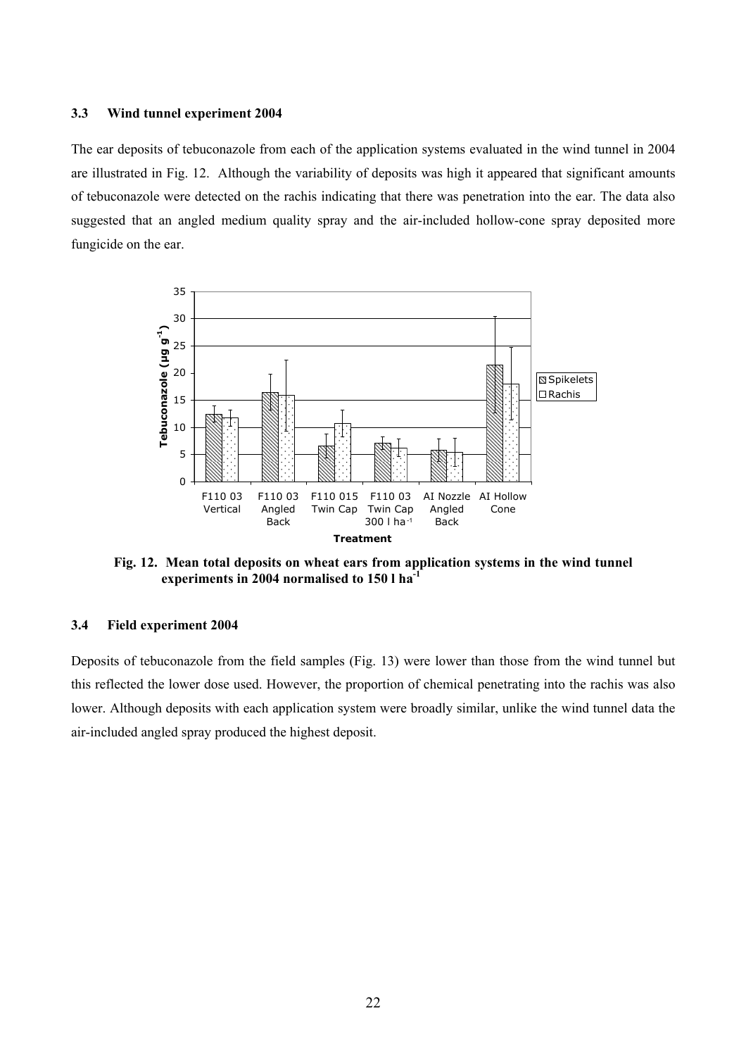### 3.3 Wind tunnel experiment 2004

The ear deposits of tebuconazole from each of the application systems evaluated in the wind tunnel in 2004 are illustrated in Fig. 12. Although the variability of deposits was high it appeared that significant amounts of tebuconazole were detected on the rachis indicating that there was penetration into the ear. The data also suggested that an angled medium quality spray and the air-included hollow-cone spray deposited more fungicide on the ear.

**Fig. 12. Mean total deposits on wheat ears from application systems in the wind tunnel experiments in 2004 normalised to 150 l ha$^{-1}$**

### 3.4 Field experiment 2004

Deposits of tebuconazole from the field samples (Fig. 13) were lower than those from the wind tunnel but this reflected the lower dose used. However, the proportion of chemical penetrating into the rachis was also lower. Although deposits with each application system were broadly similar, unlike the wind tunnel data the air-included angled spray produced the highest deposit.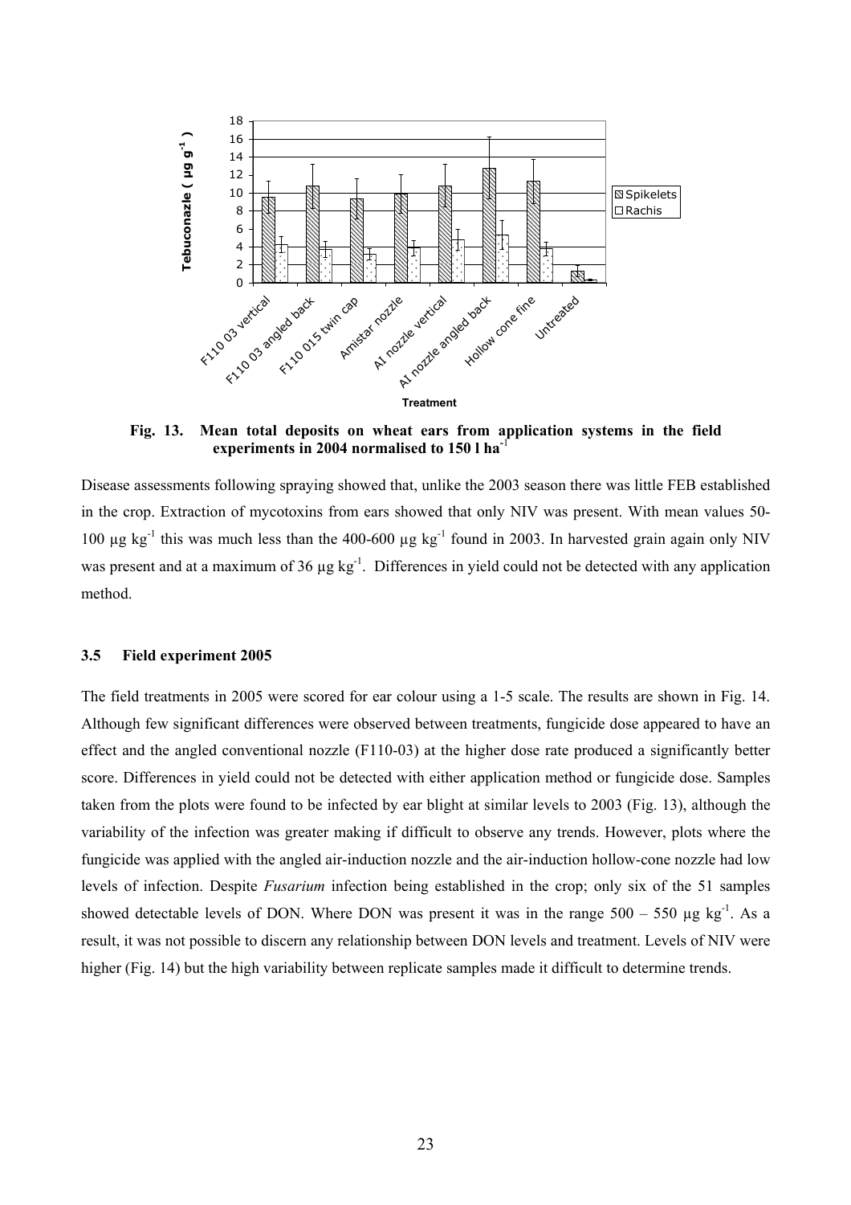**Fig. 13. Mean total deposits on wheat ears from application systems in the field experiments in 2004 normalised to 150 l ha$^{-1}$**

Disease assessments following spraying showed that, unlike the 2003 season there was little FEB established in the crop. Extraction of mycotoxins from ears showed that only NIV was present. With mean values 50-100 µg kg$^{-1}$ this was much less than the 400-600 µg kg$^{-1}$ found in 2003. In harvested grain again only NIV was present and at a maximum of 36 µg kg$^{-1}$. Differences in yield could not be detected with any application method.

### 3.5 Field experiment 2005

The field treatments in 2005 were scored for ear colour using a 1-5 scale. The results are shown in Fig. 14. Although few significant differences were observed between treatments, fungicide dose appeared to have an effect and the angled conventional nozzle (F110-03) at the higher dose rate produced a significantly better score. Differences in yield could not be detected with either application method or fungicide dose. Samples taken from the plots were found to be infected by ear blight at similar levels to 2003 (Fig. 13), although the variability of the infection was greater making if difficult to observe any trends. However, plots where the fungicide was applied with the angled air-induction nozzle and the air-induction hollow-cone nozzle had low levels of infection. Despite *Fusarium* infection being established in the crop; only six of the 51 samples showed detectable levels of DON. Where DON was present it was in the range 500 – 550 µg kg$^{-1}$. As a result, it was not possible to discern any relationship between DON levels and treatment. Levels of NIV were higher (Fig. 14) but the high variability between replicate samples made it difficult to determine trends.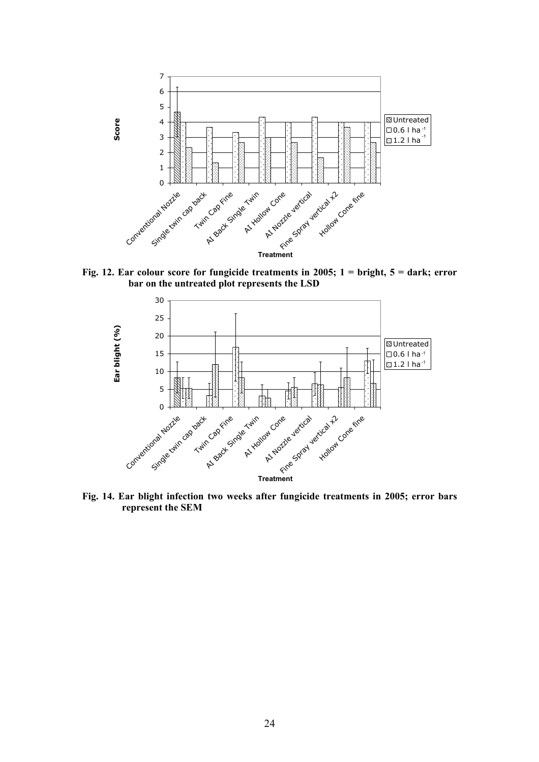Fig. 12. Ear colour score for fungicide treatments in 2005; 1 = bright, 5 = dark; error bar on the untreated plot represents the LSD

Fig. 14. Ear blight infection two weeks after fungicide treatments in 2005; error bars represent the SEM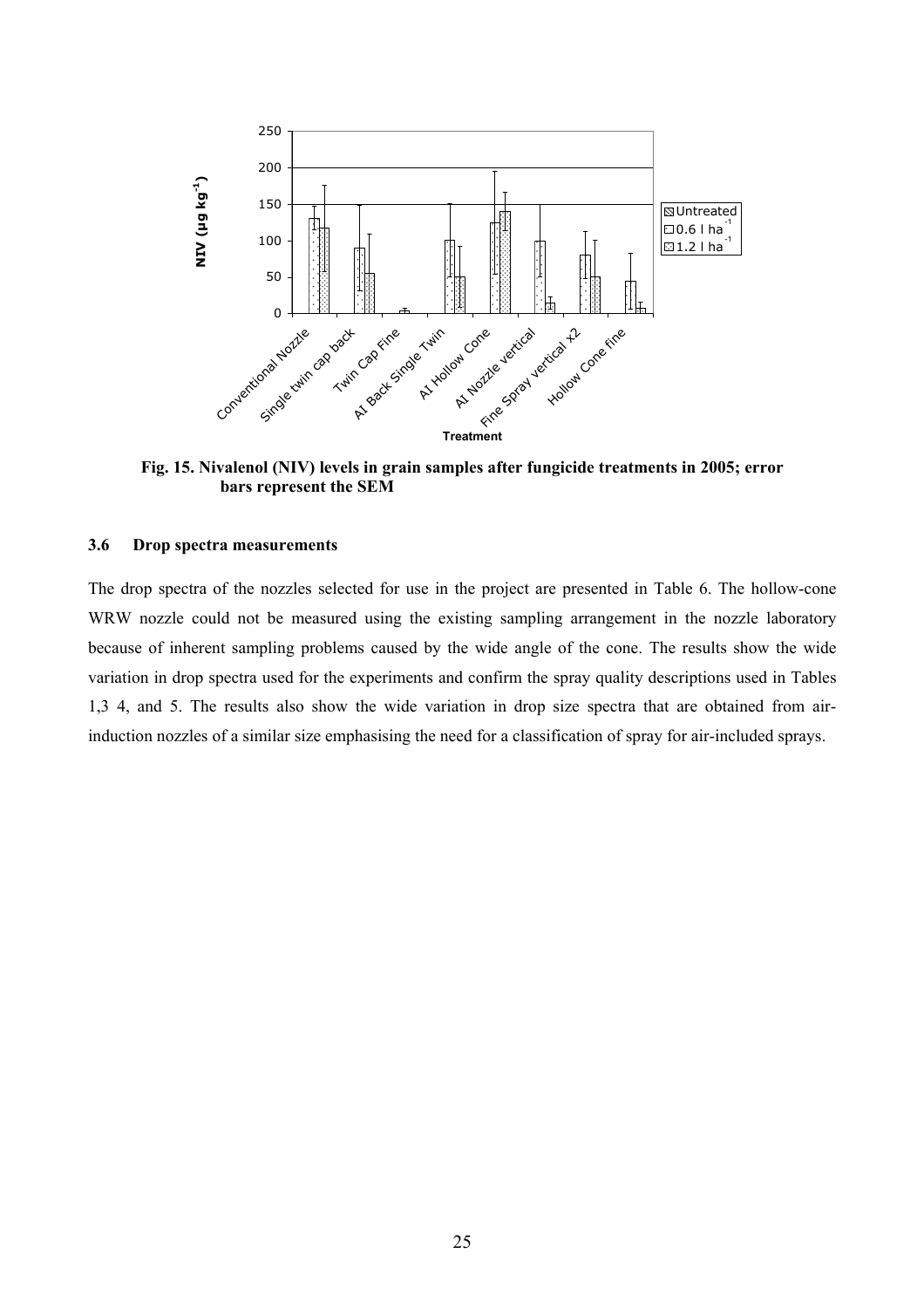**Fig. 15. Nivalenol (NIV) levels in grain samples after fungicide treatments in 2005; error bars represent the SEM**

### 3.6 Drop spectra measurements

The drop spectra of the nozzles selected for use in the project are presented in Table 6. The hollow-cone WRW nozzle could not be measured using the existing sampling arrangement in the nozzle laboratory because of inherent sampling problems caused by the wide angle of the cone. The results show the wide variation in drop spectra used for the experiments and confirm the spray quality descriptions used in Tables 1,3 4, and 5. The results also show the wide variation in drop size spectra that are obtained from air-induction nozzles of a similar size emphasising the need for a classification of spray for air-included sprays.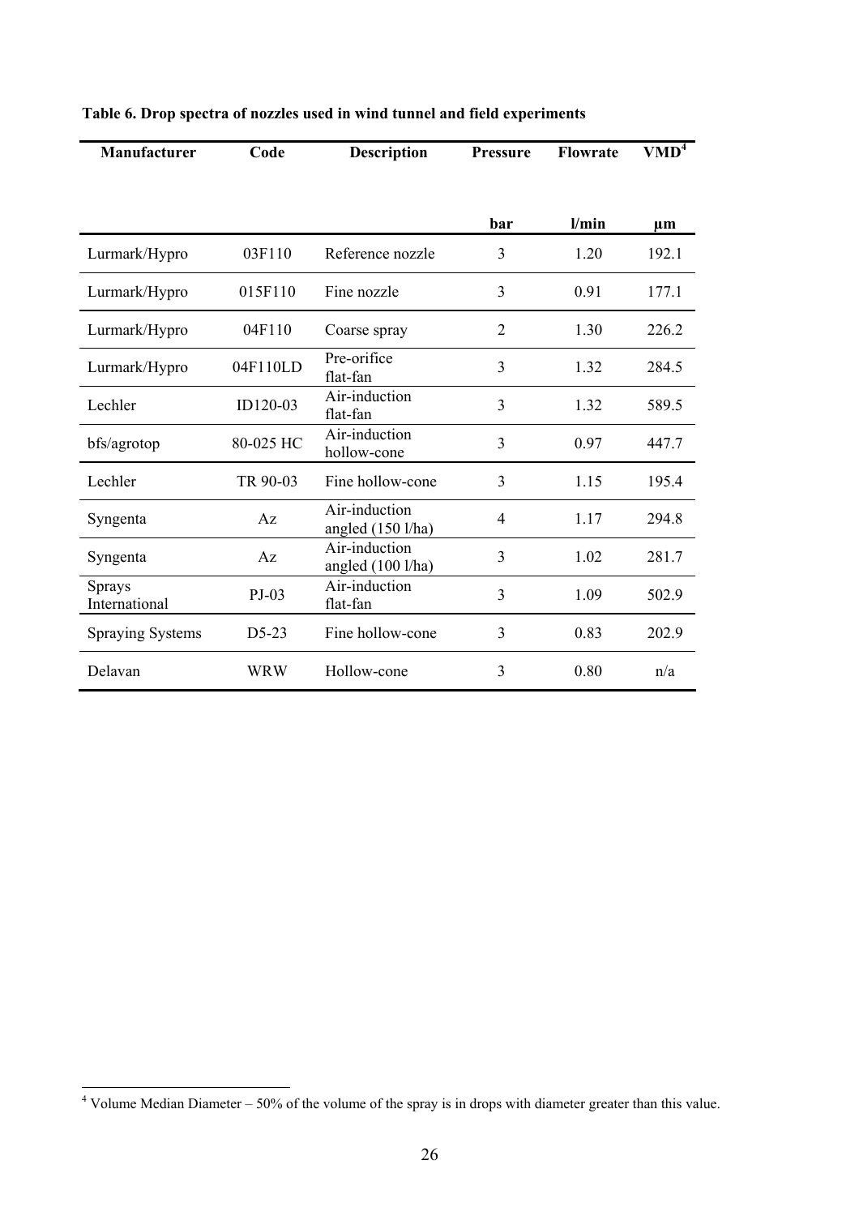**Table 6. Drop spectra of nozzles used in wind tunnel and field experiments**

| Manufacturer | Code | Description | Pressure | Flowrate | VMD[4] |
|---|---|---|---|---|---|
| | | | bar | l/min | μm |
| Lurmark/Hypro | 03F110 | Reference nozzle | 3 | 1.20 | 192.1 |
| Lurmark/Hypro | 015F110 | Fine nozzle | 3 | 0.91 | 177.1 |
| Lurmark/Hypro | 04F110 | Coarse spray | 2 | 1.30 | 226.2 |
| Lurmark/Hypro | 04F110LD | Pre-orifice flat-fan | 3 | 1.32 | 284.5 |
| Lechler | ID120-03 | Air-induction flat-fan | 3 | 1.32 | 589.5 |
| bfs/agrotop | 80-025 HC | Air-induction hollow-cone | 3 | 0.97 | 447.7 |
| Lechler | TR 90-03 | Fine hollow-cone | 3 | 1.15 | 195.4 |
| Syngenta | Az | Air-induction angled (150 l/ha) | 4 | 1.17 | 294.8 |
| Syngenta | Az | Air-induction angled (100 l/ha) | 3 | 1.02 | 281.7 |
| Sprays International | PJ-03 | Air-induction flat-fan | 3 | 1.09 | 502.9 |
| Spraying Systems | D5-23 | Fine hollow-cone | 3 | 0.83 | 202.9 |
| Delavan | WRW | Hollow-cone | 3 | 0.80 | n/a |

[4] Volume Median Diameter – 50% of the volume of the spray is in drops with diameter greater than this value.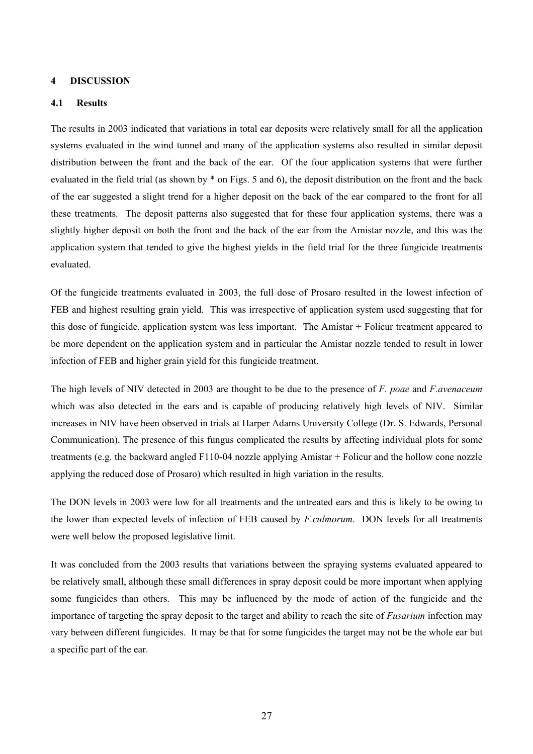## 4 DISCUSSION

### 4.1 Results

The results in 2003 indicated that variations in total ear deposits were relatively small for all the application systems evaluated in the wind tunnel and many of the application systems also resulted in similar deposit distribution between the front and the back of the ear. Of the four application systems that were further evaluated in the field trial (as shown by * on Figs. 5 and 6), the deposit distribution on the front and the back of the ear suggested a slight trend for a higher deposit on the back of the ear compared to the front for all these treatments. The deposit patterns also suggested that for these four application systems, there was a slightly higher deposit on both the front and the back of the ear from the Amistar nozzle, and this was the application system that tended to give the highest yields in the field trial for the three fungicide treatments evaluated.

Of the fungicide treatments evaluated in 2003, the full dose of Prosaro resulted in the lowest infection of FEB and highest resulting grain yield. This was irrespective of application system used suggesting that for this dose of fungicide, application system was less important. The Amistar + Folicur treatment appeared to be more dependent on the application system and in particular the Amistar nozzle tended to result in lower infection of FEB and higher grain yield for this fungicide treatment.

The high levels of NIV detected in 2003 are thought to be due to the presence of *F. poae* and *F.avenaceum* which was also detected in the ears and is capable of producing relatively high levels of NIV. Similar increases in NIV have been observed in trials at Harper Adams University College (Dr. S. Edwards, Personal Communication). The presence of this fungus complicated the results by affecting individual plots for some treatments (e.g. the backward angled F110-04 nozzle applying Amistar + Folicur and the hollow cone nozzle applying the reduced dose of Prosaro) which resulted in high variation in the results.

The DON levels in 2003 were low for all treatments and the untreated ears and this is likely to be owing to the lower than expected levels of infection of FEB caused by *F.culmorum*. DON levels for all treatments were well below the proposed legislative limit.

It was concluded from the 2003 results that variations between the spraying systems evaluated appeared to be relatively small, although these small differences in spray deposit could be more important when applying some fungicides than others. This may be influenced by the mode of action of the fungicide and the importance of targeting the spray deposit to the target and ability to reach the site of *Fusarium* infection may vary between different fungicides. It may be that for some fungicides the target may not be the whole ear but a specific part of the ear.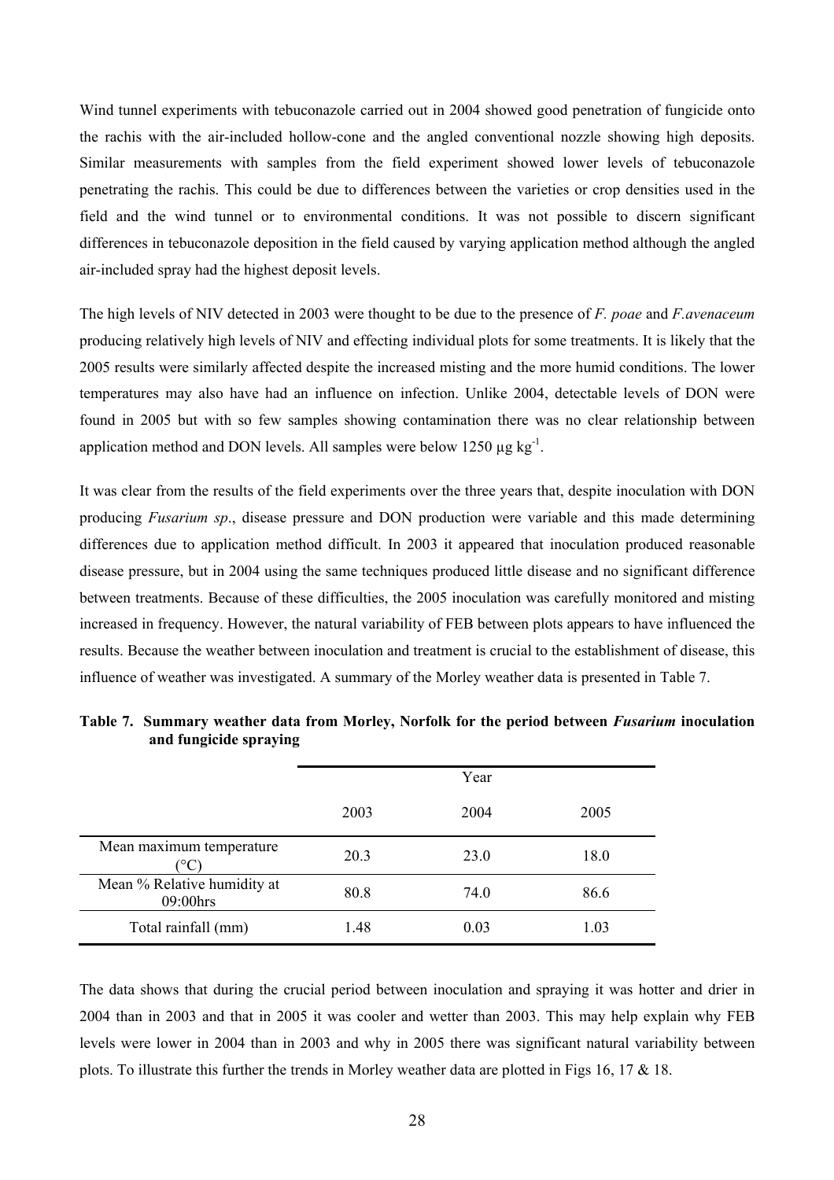Wind tunnel experiments with tebuconazole carried out in 2004 showed good penetration of fungicide onto the rachis with the air-included hollow-cone and the angled conventional nozzle showing high deposits. Similar measurements with samples from the field experiment showed lower levels of tebuconazole penetrating the rachis. This could be due to differences between the varieties or crop densities used in the field and the wind tunnel or to environmental conditions. It was not possible to discern significant differences in tebuconazole deposition in the field caused by varying application method although the angled air-included spray had the highest deposit levels.

The high levels of NIV detected in 2003 were thought to be due to the presence of *F. poae* and *F.avenaceum* producing relatively high levels of NIV and effecting individual plots for some treatments. It is likely that the 2005 results were similarly affected despite the increased misting and the more humid conditions. The lower temperatures may also have had an influence on infection. Unlike 2004, detectable levels of DON were found in 2005 but with so few samples showing contamination there was no clear relationship between application method and DON levels. All samples were below 1250 µg kg$^{-1}$.

It was clear from the results of the field experiments over the three years that, despite inoculation with DON producing *Fusarium sp*., disease pressure and DON production were variable and this made determining differences due to application method difficult. In 2003 it appeared that inoculation produced reasonable disease pressure, but in 2004 using the same techniques produced little disease and no significant difference between treatments. Because of these difficulties, the 2005 inoculation was carefully monitored and misting increased in frequency. However, the natural variability of FEB between plots appears to have influenced the results. Because the weather between inoculation and treatment is crucial to the establishment of disease, this influence of weather was investigated. A summary of the Morley weather data is presented in Table 7.

**Table 7. Summary weather data from Morley, Norfolk for the period between *Fusarium* inoculation and fungicide spraying**

| | Year | | |
|---|---|---|---|
| | 2003 | 2004 | 2005 |
| Mean maximum temperature (°C) | 20.3 | 23.0 | 18.0 |
| Mean % Relative humidity at 09:00hrs | 80.8 | 74.0 | 86.6 |
| Total rainfall (mm) | 1.48 | 0.03 | 1.03 |

The data shows that during the crucial period between inoculation and spraying it was hotter and drier in 2004 than in 2003 and that in 2005 it was cooler and wetter than 2003. This may help explain why FEB levels were lower in 2004 than in 2003 and why in 2005 there was significant natural variability between plots. To illustrate this further the trends in Morley weather data are plotted in Figs 16, 17 & 18.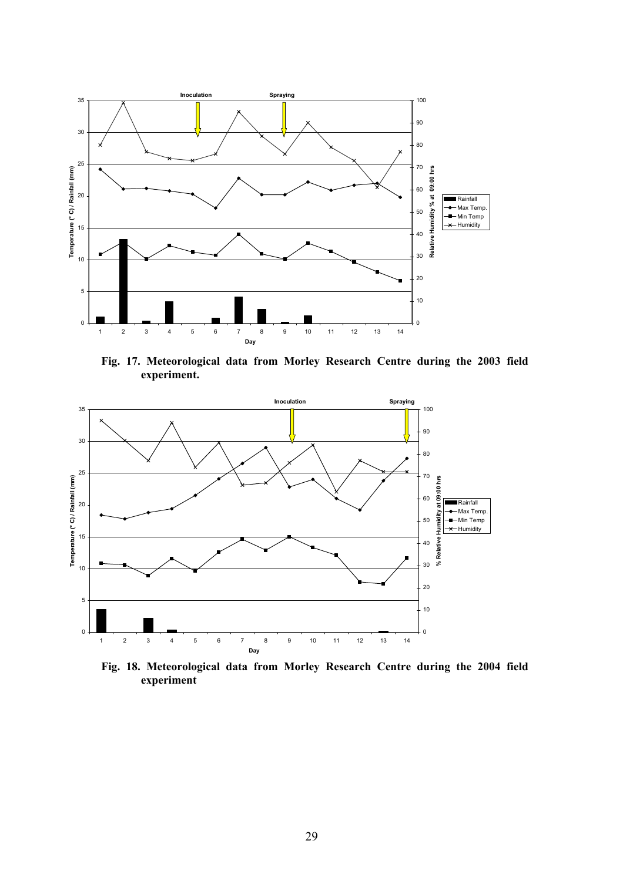Fig. 17. Meteorological data from Morley Research Centre during the 2003 field experiment.

Fig. 18. Meteorological data from Morley Research Centre during the 2004 field experiment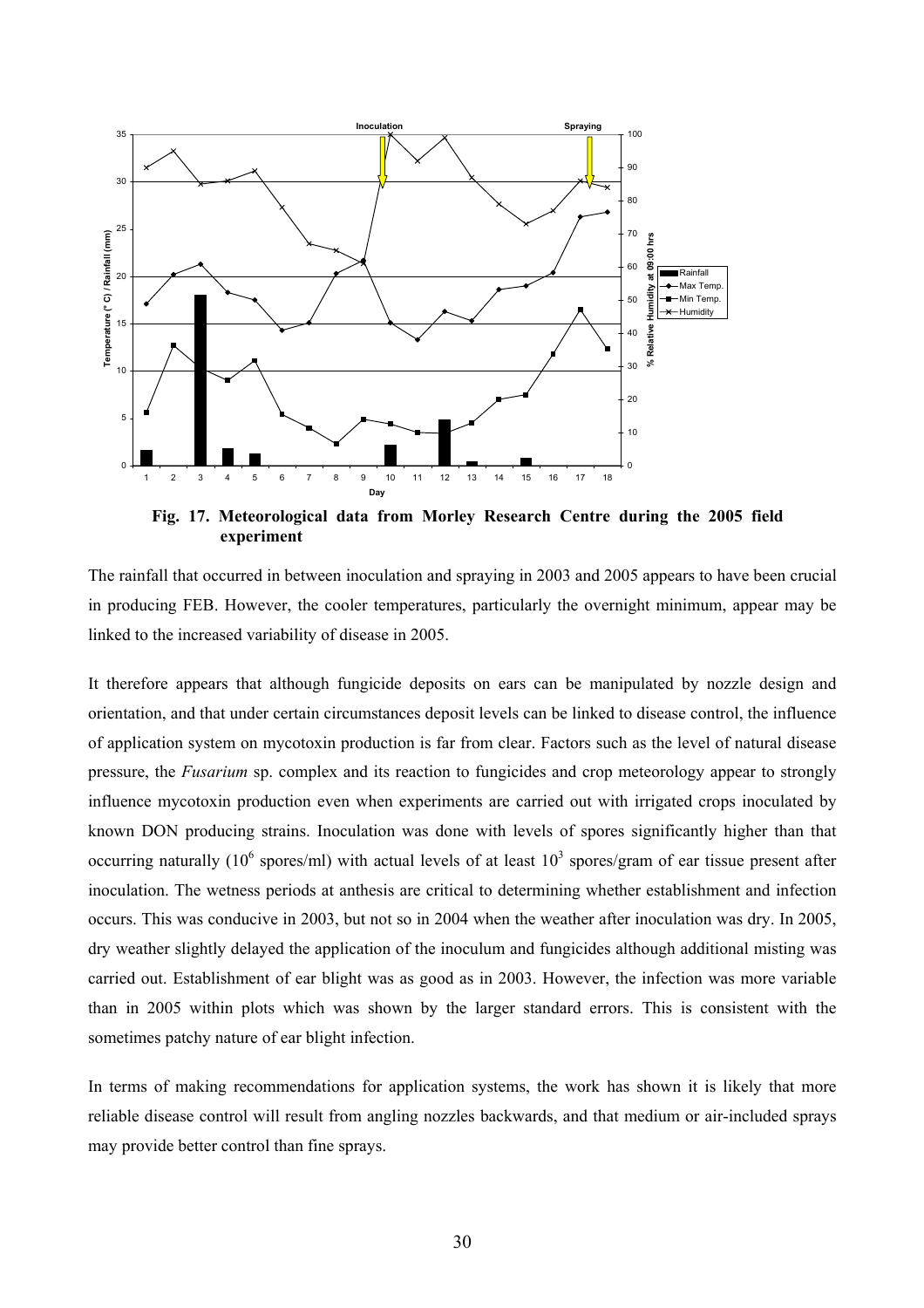**Fig. 17. Meteorological data from Morley Research Centre during the 2005 field experiment**

The rainfall that occurred in between inoculation and spraying in 2003 and 2005 appears to have been crucial in producing FEB. However, the cooler temperatures, particularly the overnight minimum, appear may be linked to the increased variability of disease in 2005.

It therefore appears that although fungicide deposits on ears can be manipulated by nozzle design and orientation, and that under certain circumstances deposit levels can be linked to disease control, the influence of application system on mycotoxin production is far from clear. Factors such as the level of natural disease pressure, the *Fusarium* sp. complex and its reaction to fungicides and crop meteorology appear to strongly influence mycotoxin production even when experiments are carried out with irrigated crops inoculated by known DON producing strains. Inoculation was done with levels of spores significantly higher than that occurring naturally ($10^6$ spores/ml) with actual levels of at least $10^3$ spores/gram of ear tissue present after inoculation. The wetness periods at anthesis are critical to determining whether establishment and infection occurs. This was conducive in 2003, but not so in 2004 when the weather after inoculation was dry. In 2005, dry weather slightly delayed the application of the inoculum and fungicides although additional misting was carried out. Establishment of ear blight was as good as in 2003. However, the infection was more variable than in 2005 within plots which was shown by the larger standard errors. This is consistent with the sometimes patchy nature of ear blight infection.

In terms of making recommendations for application systems, the work has shown it is likely that more reliable disease control will result from angling nozzles backwards, and that medium or air-included sprays may provide better control than fine sprays.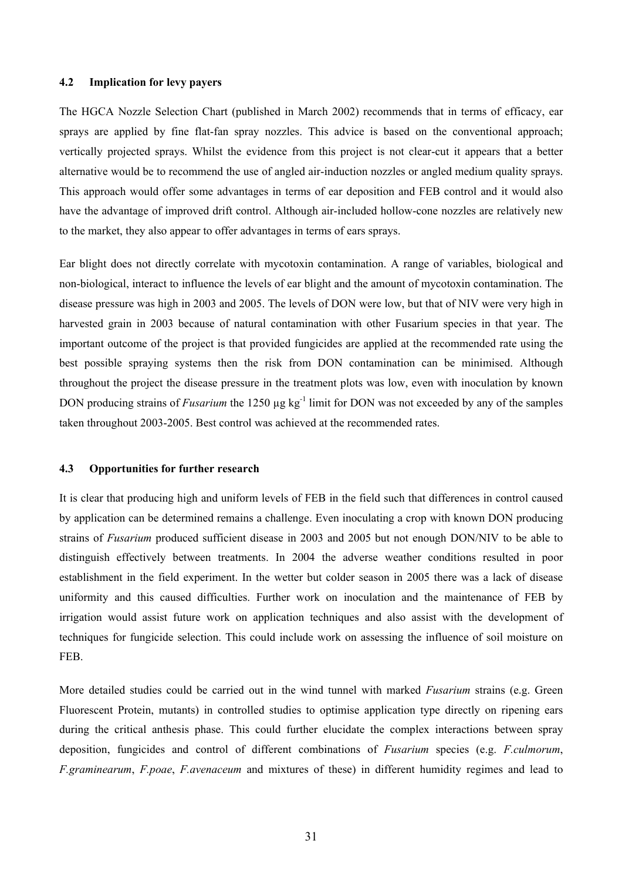### 4.2 Implication for levy payers

The HGCA Nozzle Selection Chart (published in March 2002) recommends that in terms of efficacy, ear sprays are applied by fine flat-fan spray nozzles. This advice is based on the conventional approach; vertically projected sprays. Whilst the evidence from this project is not clear-cut it appears that a better alternative would be to recommend the use of angled air-induction nozzles or angled medium quality sprays. This approach would offer some advantages in terms of ear deposition and FEB control and it would also have the advantage of improved drift control. Although air-included hollow-cone nozzles are relatively new to the market, they also appear to offer advantages in terms of ears sprays.

Ear blight does not directly correlate with mycotoxin contamination. A range of variables, biological and non-biological, interact to influence the levels of ear blight and the amount of mycotoxin contamination. The disease pressure was high in 2003 and 2005. The levels of DON were low, but that of NIV were very high in harvested grain in 2003 because of natural contamination with other Fusarium species in that year. The important outcome of the project is that provided fungicides are applied at the recommended rate using the best possible spraying systems then the risk from DON contamination can be minimised. Although throughout the project the disease pressure in the treatment plots was low, even with inoculation by known DON producing strains of *Fusarium* the 1250 µg $kg^{-1}$ limit for DON was not exceeded by any of the samples taken throughout 2003-2005. Best control was achieved at the recommended rates.

### 4.3 Opportunities for further research

It is clear that producing high and uniform levels of FEB in the field such that differences in control caused by application can be determined remains a challenge. Even inoculating a crop with known DON producing strains of *Fusarium* produced sufficient disease in 2003 and 2005 but not enough DON/NIV to be able to distinguish effectively between treatments. In 2004 the adverse weather conditions resulted in poor establishment in the field experiment. In the wetter but colder season in 2005 there was a lack of disease uniformity and this caused difficulties. Further work on inoculation and the maintenance of FEB by irrigation would assist future work on application techniques and also assist with the development of techniques for fungicide selection. This could include work on assessing the influence of soil moisture on FEB.

More detailed studies could be carried out in the wind tunnel with marked *Fusarium* strains (e.g. Green Fluorescent Protein, mutants) in controlled studies to optimise application type directly on ripening ears during the critical anthesis phase. This could further elucidate the complex interactions between spray deposition, fungicides and control of different combinations of *Fusarium* species (e.g. *F.culmorum*, *F.graminearum*, *F.poae*, *F.avenaceum* and mixtures of these) in different humidity regimes and lead to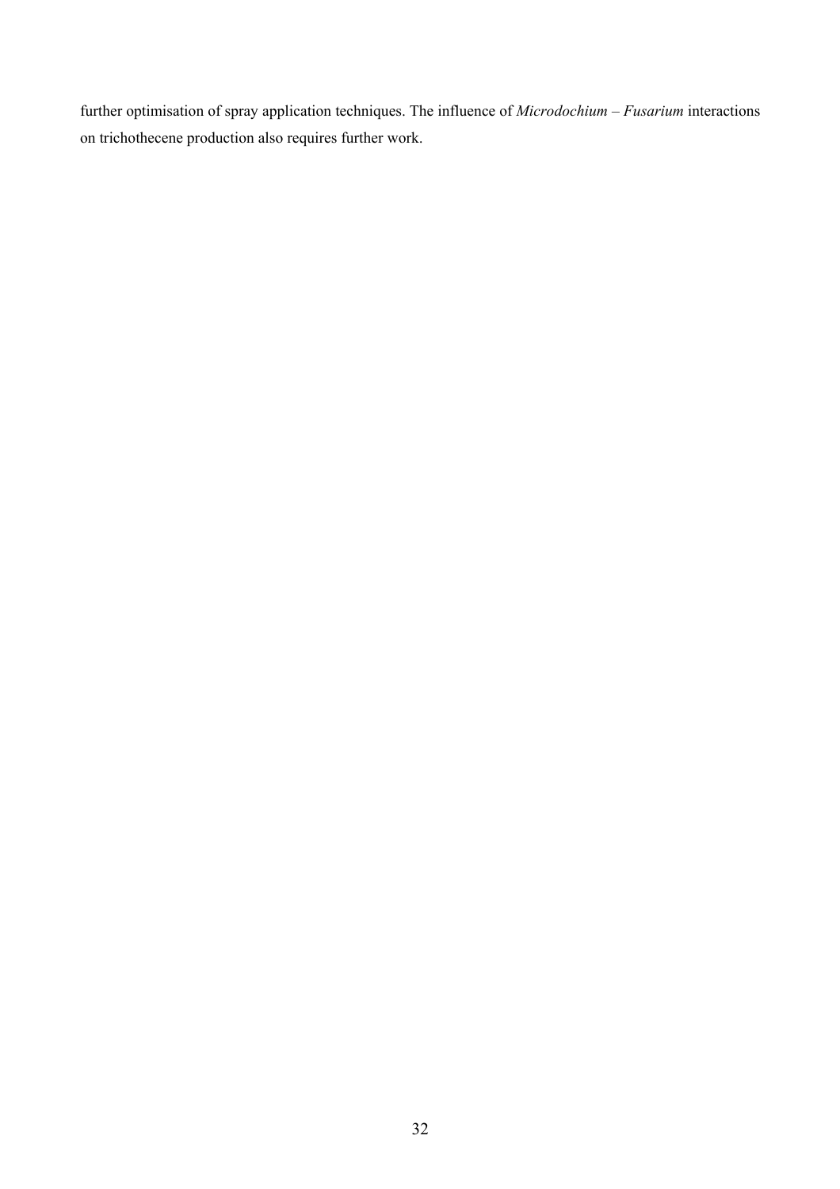further optimisation of spray application techniques. The influence of *Microdochium* – *Fusarium* interactions on trichothecene production also requires further work.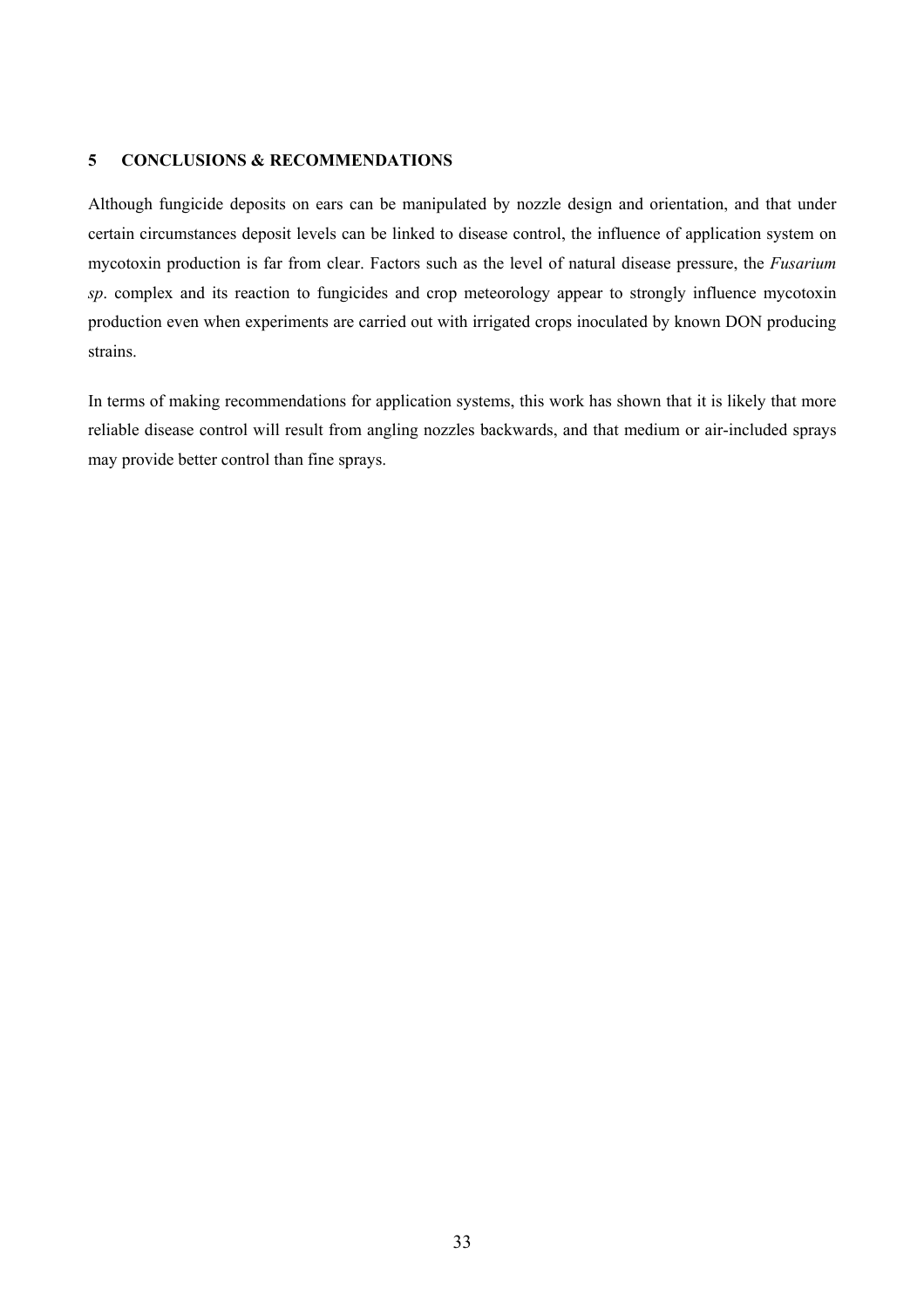## 5 CONCLUSIONS & RECOMMENDATIONS

Although fungicide deposits on ears can be manipulated by nozzle design and orientation, and that under certain circumstances deposit levels can be linked to disease control, the influence of application system on mycotoxin production is far from clear. Factors such as the level of natural disease pressure, the *Fusarium sp*. complex and its reaction to fungicides and crop meteorology appear to strongly influence mycotoxin production even when experiments are carried out with irrigated crops inoculated by known DON producing strains.

In terms of making recommendations for application systems, this work has shown that it is likely that more reliable disease control will result from angling nozzles backwards, and that medium or air-included sprays may provide better control than fine sprays.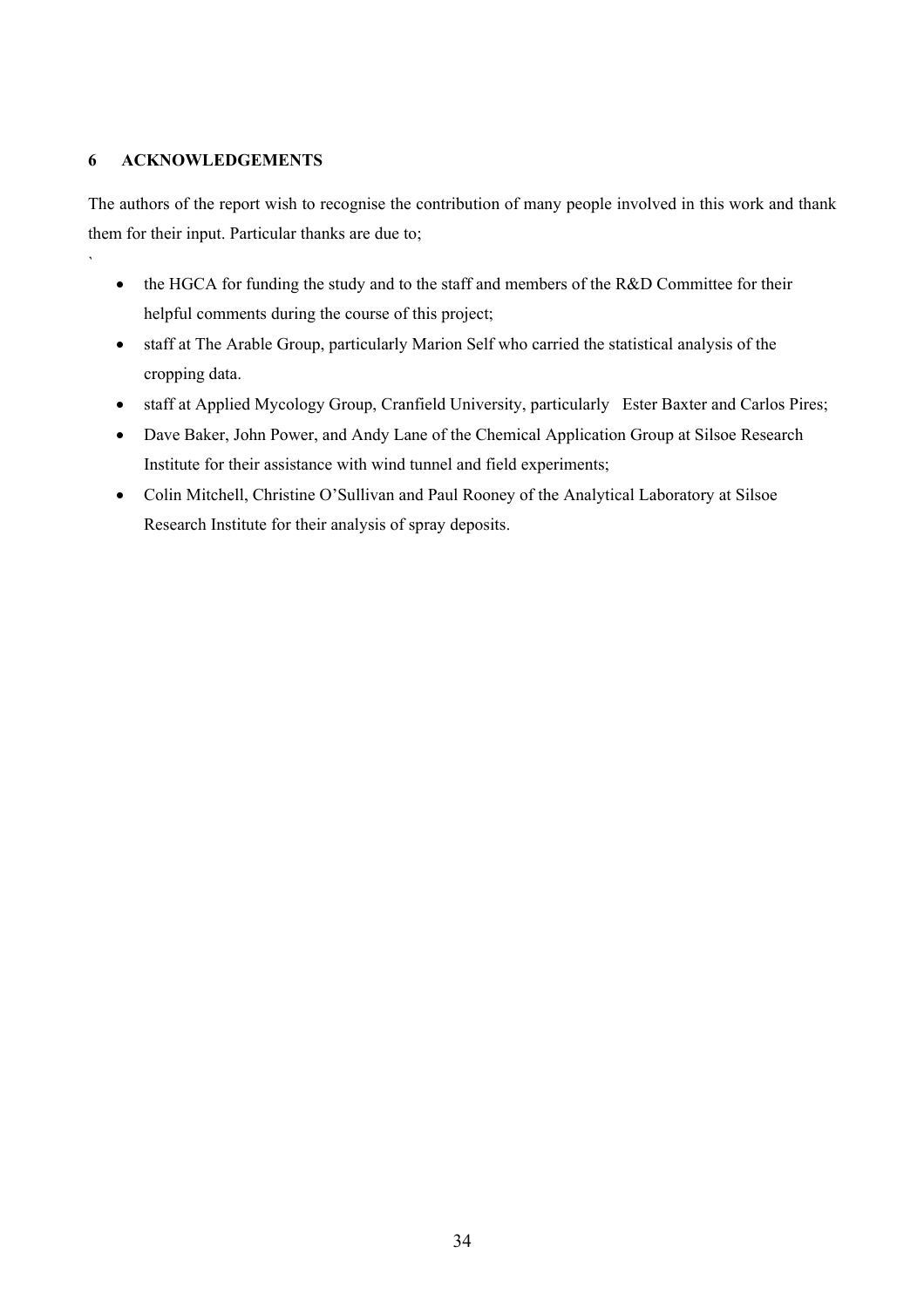## 6 ACKNOWLEDGEMENTS

The authors of the report wish to recognise the contribution of many people involved in this work and thank them for their input. Particular thanks are due to;

`

- the HGCA for funding the study and to the staff and members of the R&D Committee for their helpful comments during the course of this project;
- staff at The Arable Group, particularly Marion Self who carried the statistical analysis of the cropping data.
- staff at Applied Mycology Group, Cranfield University, particularly Ester Baxter and Carlos Pires;
- Dave Baker, John Power, and Andy Lane of the Chemical Application Group at Silsoe Research Institute for their assistance with wind tunnel and field experiments;
- Colin Mitchell, Christine O'Sullivan and Paul Rooney of the Analytical Laboratory at Silsoe Research Institute for their analysis of spray deposits.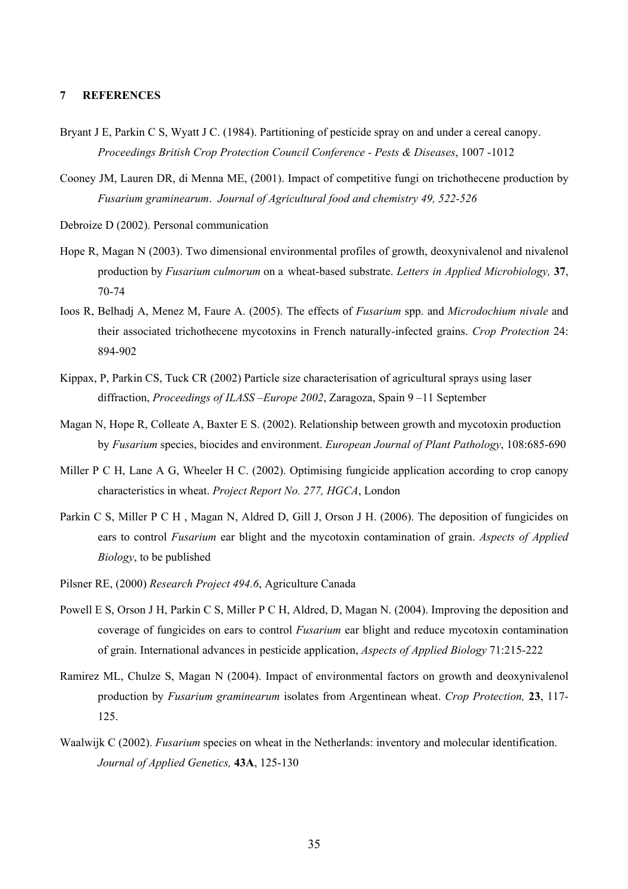## 7 REFERENCES

Bryant J E, Parkin C S, Wyatt J C. (1984). Partitioning of pesticide spray on and under a cereal canopy. *Proceedings British Crop Protection Council Conference - Pests & Diseases*, 1007 -1012

Cooney JM, Lauren DR, di Menna ME, (2001). Impact of competitive fungi on trichothecene production by *Fusarium graminearum*. *Journal of Agricultural food and chemistry 49, 522-526*

Debroize D (2002). Personal communication

Hope R, Magan N (2003). Two dimensional environmental profiles of growth, deoxynivalenol and nivalenol production by *Fusarium culmorum* on a wheat-based substrate. *Letters in Applied Microbiology,* **37**, 70-74

Ioos R, Belhadj A, Menez M, Faure A. (2005). The effects of *Fusarium* spp. and *Microdochium nivale* and their associated trichothecene mycotoxins in French naturally-infected grains. *Crop Protection* 24: 894-902

Kippax, P, Parkin CS, Tuck CR (2002) Particle size characterisation of agricultural sprays using laser diffraction, *Proceedings of ILASS –Europe 2002*, Zaragoza, Spain 9 –11 September

Magan N, Hope R, Colleate A, Baxter E S. (2002). Relationship between growth and mycotoxin production by *Fusarium* species, biocides and environment. *European Journal of Plant Pathology*, 108:685-690

Miller P C H, Lane A G, Wheeler H C. (2002). Optimising fungicide application according to crop canopy characteristics in wheat. *Project Report No. 277, HGCA*, London

Parkin C S, Miller P C H , Magan N, Aldred D, Gill J, Orson J H. (2006). The deposition of fungicides on ears to control *Fusarium* ear blight and the mycotoxin contamination of grain. *Aspects of Applied Biology*, to be published

Pilsner RE, (2000) *Research Project 494.6*, Agriculture Canada

Powell E S, Orson J H, Parkin C S, Miller P C H, Aldred, D, Magan N. (2004). Improving the deposition and coverage of fungicides on ears to control *Fusarium* ear blight and reduce mycotoxin contamination of grain. International advances in pesticide application, *Aspects of Applied Biology* 71:215-222

Ramirez ML, Chulze S, Magan N (2004). Impact of environmental factors on growth and deoxynivalenol production by *Fusarium graminearum* isolates from Argentinean wheat. *Crop Protection,* **23**, 117-125.

Waalwijk C (2002). *Fusarium* species on wheat in the Netherlands: inventory and molecular identification. *Journal of Applied Genetics,* **43A**, 125-130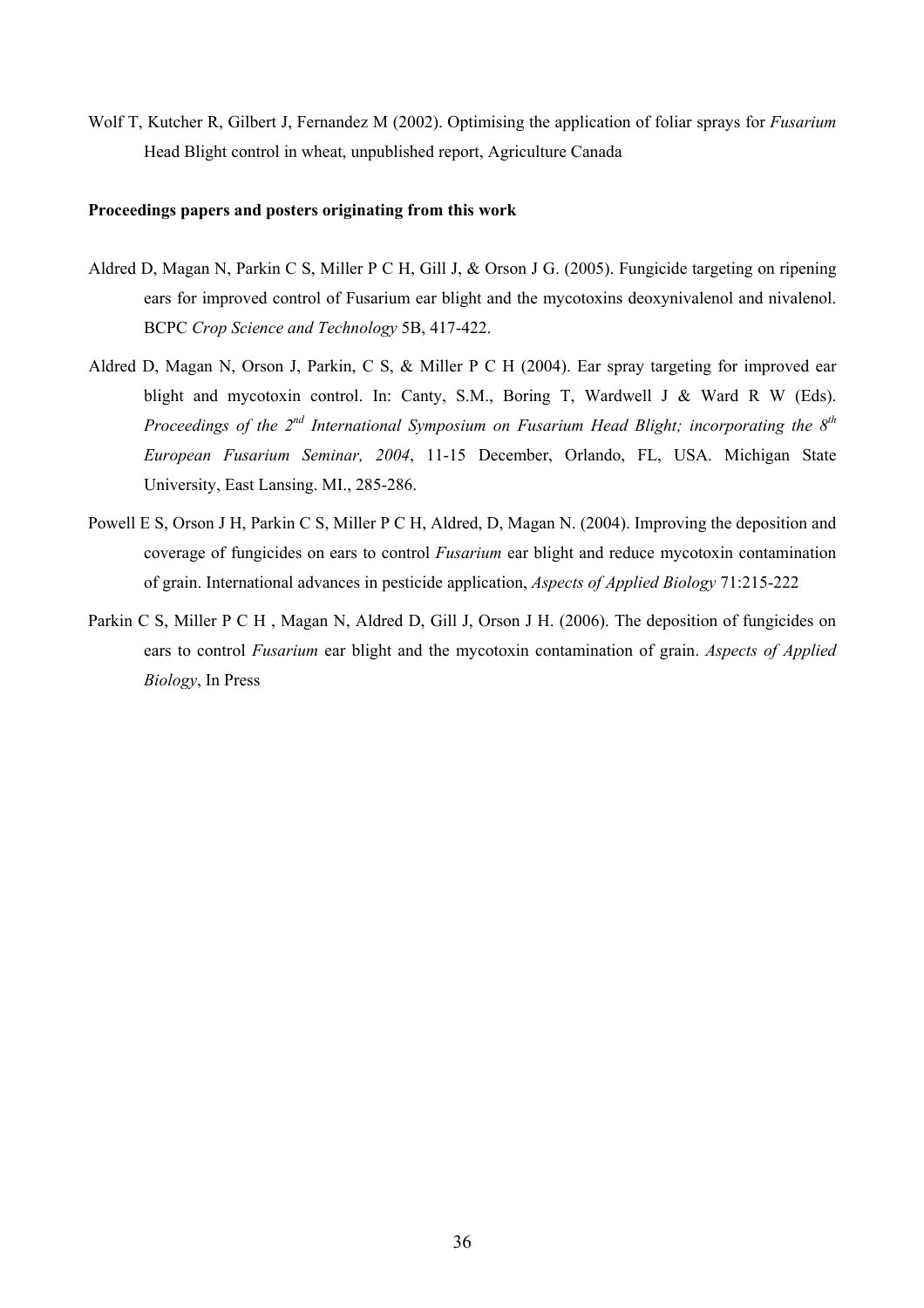Wolf T, Kutcher R, Gilbert J, Fernandez M (2002). Optimising the application of foliar sprays for *Fusarium* Head Blight control in wheat, unpublished report, Agriculture Canada

**Proceedings papers and posters originating from this work**

Aldred D, Magan N, Parkin C S, Miller P C H, Gill J, & Orson J G. (2005). Fungicide targeting on ripening ears for improved control of Fusarium ear blight and the mycotoxins deoxynivalenol and nivalenol. BCPC *Crop Science and Technology* 5B, 417-422.

Aldred D, Magan N, Orson J, Parkin, C S, & Miller P C H (2004). Ear spray targeting for improved ear blight and mycotoxin control. In: Canty, S.M., Boring T, Wardwell J & Ward R W (Eds). *Proceedings of the 2nd International Symposium on Fusarium Head Blight; incorporating the 8th European Fusarium Seminar, 2004*, 11-15 December, Orlando, FL, USA. Michigan State University, East Lansing. MI., 285-286.

Powell E S, Orson J H, Parkin C S, Miller P C H, Aldred, D, Magan N. (2004). Improving the deposition and coverage of fungicides on ears to control *Fusarium* ear blight and reduce mycotoxin contamination of grain. International advances in pesticide application, *Aspects of Applied Biology* 71:215-222

Parkin C S, Miller P C H , Magan N, Aldred D, Gill J, Orson J H. (2006). The deposition of fungicides on ears to control *Fusarium* ear blight and the mycotoxin contamination of grain. *Aspects of Applied Biology*, In Press